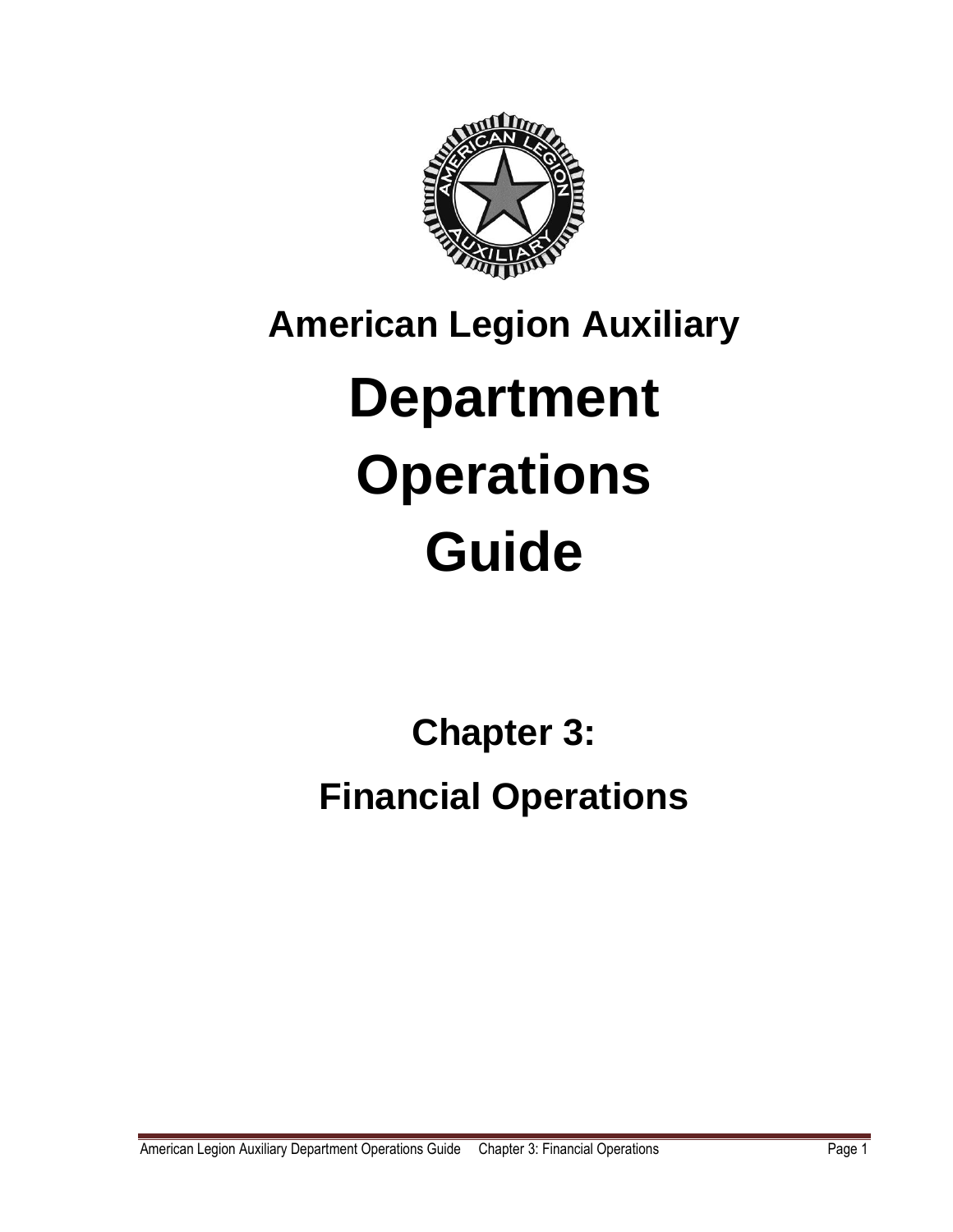# American Legion Auxiliary

# Department Operations Guide

## Chapter 3:

## Financial Operations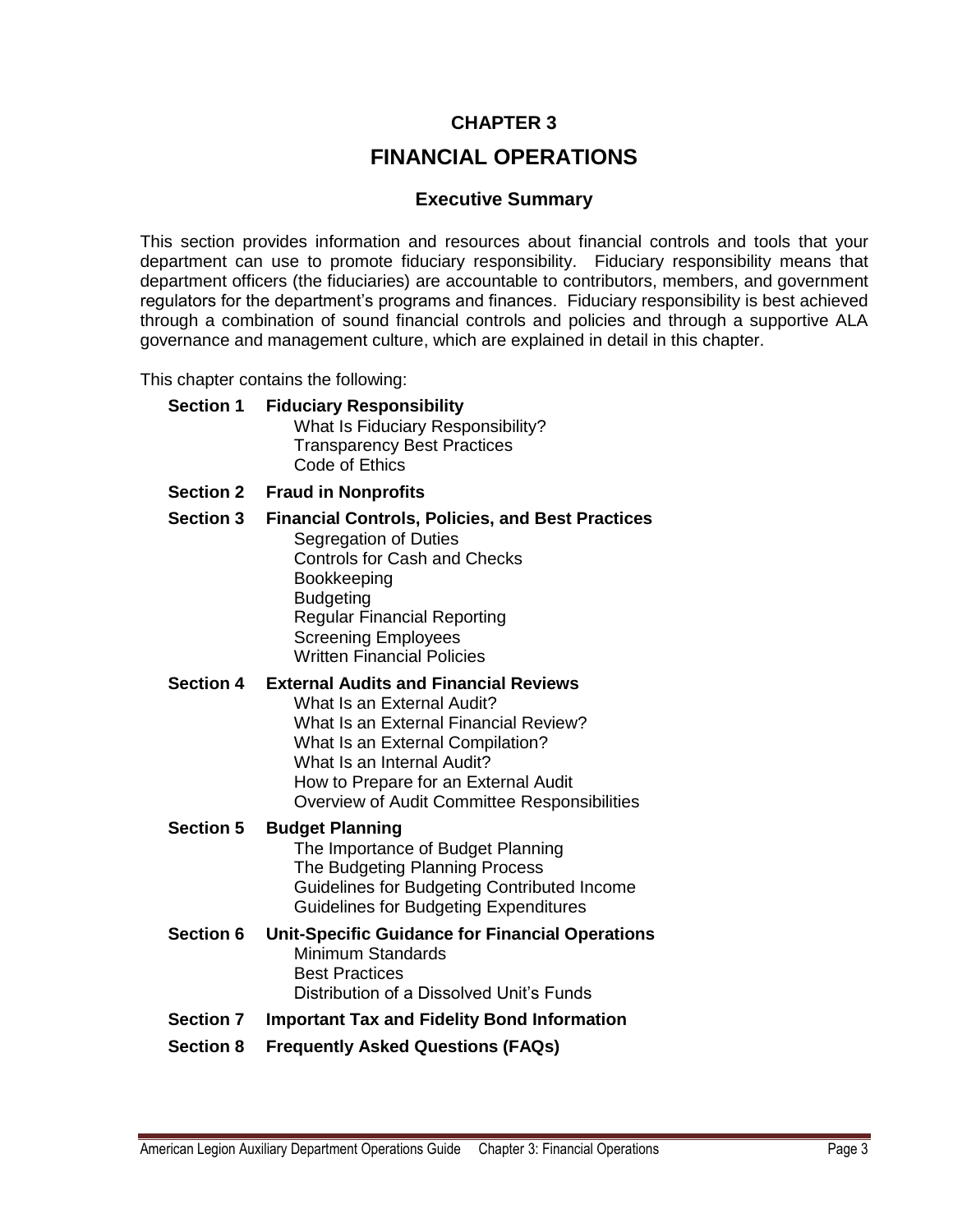# CHAPTER 3

# FINANCIAL OPERATIONS

## Executive Summary

This section provides information and resources about financial controls and tools that your department can use to promote fiduciary responsibility. Fiduciary responsibility means that department officers (the fiduciaries) are accountable to contributors, members, and government regulators for the department's programs and finances. Fiduciary responsibility is best achieved through a combination of sound financial controls and policies and through a supportive ALA governance and management culture, which are explained in detail in this chapter.

This chapter contains the following:

**Section 1 Fiduciary Responsibility**
- What Is Fiduciary Responsibility?
- Transparency Best Practices
- Code of Ethics

**Section 2 Fraud in Nonprofits**

**Section 3 Financial Controls, Policies, and Best Practices**
- Segregation of Duties
- Controls for Cash and Checks
- Bookkeeping
- Budgeting
- Regular Financial Reporting
- Screening Employees
- Written Financial Policies

**Section 4 External Audits and Financial Reviews**
- What Is an External Audit?
- What Is an External Financial Review?
- What Is an External Compilation?
- What Is an Internal Audit?
- How to Prepare for an External Audit
- Overview of Audit Committee Responsibilities

**Section 5 Budget Planning**
- The Importance of Budget Planning
- The Budgeting Planning Process
- Guidelines for Budgeting Contributed Income
- Guidelines for Budgeting Expenditures

**Section 6 Unit-Specific Guidance for Financial Operations**
- Minimum Standards
- Best Practices
- Distribution of a Dissolved Unit's Funds

**Section 7 Important Tax and Fidelity Bond Information**

**Section 8 Frequently Asked Questions (FAQs)**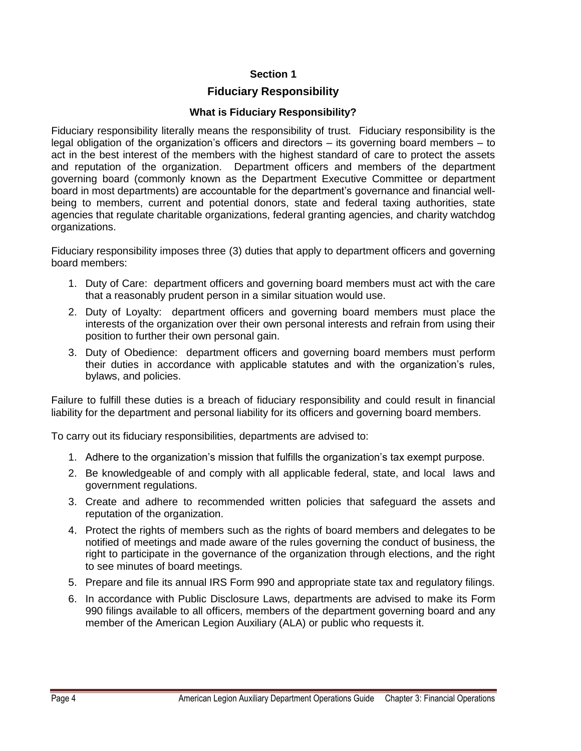## Section 1

## Fiduciary Responsibility

### What is Fiduciary Responsibility?

Fiduciary responsibility literally means the responsibility of trust. Fiduciary responsibility is the legal obligation of the organization's officers and directors – its governing board members – to act in the best interest of the members with the highest standard of care to protect the assets and reputation of the organization. Department officers and members of the department governing board (commonly known as the Department Executive Committee or department board in most departments) are accountable for the department's governance and financial well-being to members, current and potential donors, state and federal taxing authorities, state agencies that regulate charitable organizations, federal granting agencies, and charity watchdog organizations.

Fiduciary responsibility imposes three (3) duties that apply to department officers and governing board members:

1. Duty of Care: department officers and governing board members must act with the care that a reasonably prudent person in a similar situation would use.
2. Duty of Loyalty: department officers and governing board members must place the interests of the organization over their own personal interests and refrain from using their position to further their own personal gain.
3. Duty of Obedience: department officers and governing board members must perform their duties in accordance with applicable statutes and with the organization's rules, bylaws, and policies.

Failure to fulfill these duties is a breach of fiduciary responsibility and could result in financial liability for the department and personal liability for its officers and governing board members.

To carry out its fiduciary responsibilities, departments are advised to:

1. Adhere to the organization's mission that fulfills the organization's tax exempt purpose.
2. Be knowledgeable of and comply with all applicable federal, state, and local laws and government regulations.
3. Create and adhere to recommended written policies that safeguard the assets and reputation of the organization.
4. Protect the rights of members such as the rights of board members and delegates to be notified of meetings and made aware of the rules governing the conduct of business, the right to participate in the governance of the organization through elections, and the right to see minutes of board meetings.
5. Prepare and file its annual IRS Form 990 and appropriate state tax and regulatory filings.
6. In accordance with Public Disclosure Laws, departments are advised to make its Form 990 filings available to all officers, members of the department governing board and any member of the American Legion Auxiliary (ALA) or public who requests it.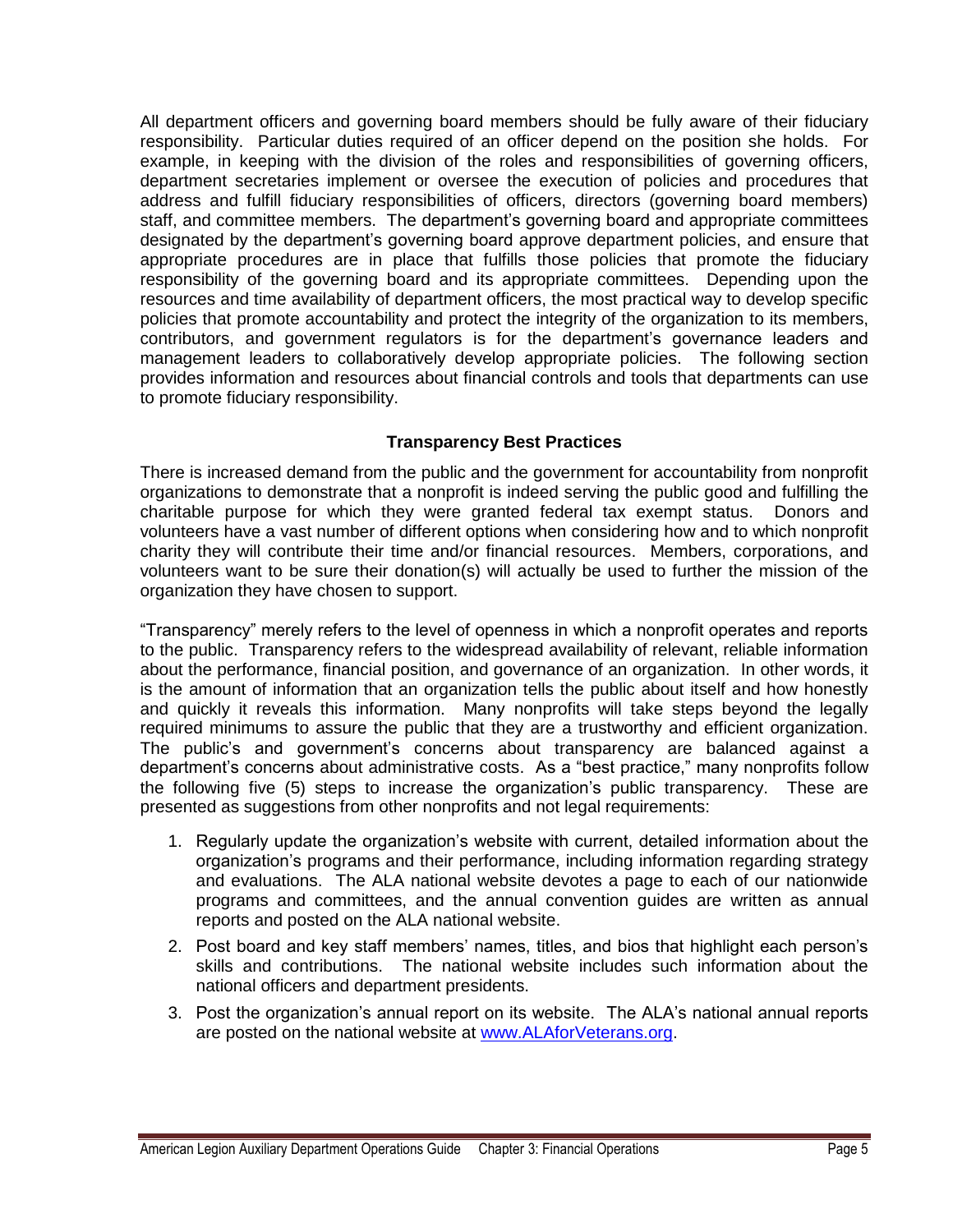All department officers and governing board members should be fully aware of their fiduciary responsibility. Particular duties required of an officer depend on the position she holds. For example, in keeping with the division of the roles and responsibilities of governing officers, department secretaries implement or oversee the execution of policies and procedures that address and fulfill fiduciary responsibilities of officers, directors (governing board members) staff, and committee members. The department's governing board and appropriate committees designated by the department's governing board approve department policies, and ensure that appropriate procedures are in place that fulfills those policies that promote the fiduciary responsibility of the governing board and its appropriate committees. Depending upon the resources and time availability of department officers, the most practical way to develop specific policies that promote accountability and protect the integrity of the organization to its members, contributors, and government regulators is for the department's governance leaders and management leaders to collaboratively develop appropriate policies. The following section provides information and resources about financial controls and tools that departments can use to promote fiduciary responsibility.

### Transparency Best Practices

There is increased demand from the public and the government for accountability from nonprofit organizations to demonstrate that a nonprofit is indeed serving the public good and fulfilling the charitable purpose for which they were granted federal tax exempt status. Donors and volunteers have a vast number of different options when considering how and to which nonprofit charity they will contribute their time and/or financial resources. Members, corporations, and volunteers want to be sure their donation(s) will actually be used to further the mission of the organization they have chosen to support.

"Transparency" merely refers to the level of openness in which a nonprofit operates and reports to the public. Transparency refers to the widespread availability of relevant, reliable information about the performance, financial position, and governance of an organization. In other words, it is the amount of information that an organization tells the public about itself and how honestly and quickly it reveals this information. Many nonprofits will take steps beyond the legally required minimums to assure the public that they are a trustworthy and efficient organization. The public's and government's concerns about transparency are balanced against a department's concerns about administrative costs. As a "best practice," many nonprofits follow the following five (5) steps to increase the organization's public transparency. These are presented as suggestions from other nonprofits and not legal requirements:

1. Regularly update the organization's website with current, detailed information about the organization's programs and their performance, including information regarding strategy and evaluations. The ALA national website devotes a page to each of our nationwide programs and committees, and the annual convention guides are written as annual reports and posted on the ALA national website.
2. Post board and key staff members' names, titles, and bios that highlight each person's skills and contributions. The national website includes such information about the national officers and department presidents.
3. Post the organization's annual report on its website. The ALA's national annual reports are posted on the national website at [www.ALAforVeterans.org](http://www.ALAforVeterans.org).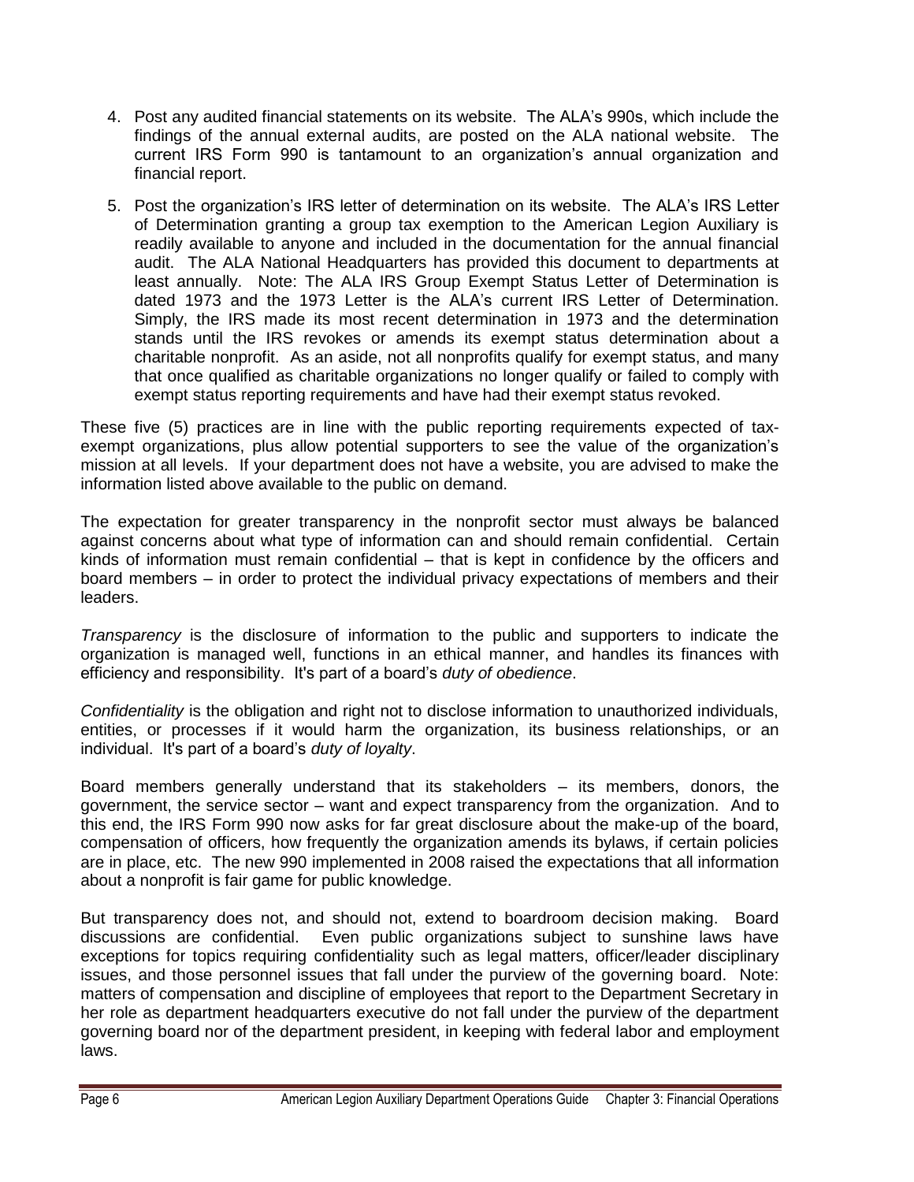4. Post any audited financial statements on its website. The ALA's 990s, which include the findings of the annual external audits, are posted on the ALA national website. The current IRS Form 990 is tantamount to an organization's annual organization and financial report.
5. Post the organization's IRS letter of determination on its website. The ALA's IRS Letter of Determination granting a group tax exemption to the American Legion Auxiliary is readily available to anyone and included in the documentation for the annual financial audit. The ALA National Headquarters has provided this document to departments at least annually. Note: The ALA IRS Group Exempt Status Letter of Determination is dated 1973 and the 1973 Letter is the ALA's current IRS Letter of Determination. Simply, the IRS made its most recent determination in 1973 and the determination stands until the IRS revokes or amends its exempt status determination about a charitable nonprofit. As an aside, not all nonprofits qualify for exempt status, and many that once qualified as charitable organizations no longer qualify or failed to comply with exempt status reporting requirements and have had their exempt status revoked.

These five (5) practices are in line with the public reporting requirements expected of tax-exempt organizations, plus allow potential supporters to see the value of the organization's mission at all levels. If your department does not have a website, you are advised to make the information listed above available to the public on demand.

The expectation for greater transparency in the nonprofit sector must always be balanced against concerns about what type of information can and should remain confidential. Certain kinds of information must remain confidential – that is kept in confidence by the officers and board members – in order to protect the individual privacy expectations of members and their leaders.

*Transparency* is the disclosure of information to the public and supporters to indicate the organization is managed well, functions in an ethical manner, and handles its finances with efficiency and responsibility. It's part of a board's *duty of obedience*.

*Confidentiality* is the obligation and right not to disclose information to unauthorized individuals, entities, or processes if it would harm the organization, its business relationships, or an individual. It's part of a board's *duty of loyalty*.

Board members generally understand that its stakeholders – its members, donors, the government, the service sector – want and expect transparency from the organization. And to this end, the IRS Form 990 now asks for far great disclosure about the make-up of the board, compensation of officers, how frequently the organization amends its bylaws, if certain policies are in place, etc. The new 990 implemented in 2008 raised the expectations that all information about a nonprofit is fair game for public knowledge.

But transparency does not, and should not, extend to boardroom decision making. Board discussions are confidential. Even public organizations subject to sunshine laws have exceptions for topics requiring confidentiality such as legal matters, officer/leader disciplinary issues, and those personnel issues that fall under the purview of the governing board. Note: matters of compensation and discipline of employees that report to the Department Secretary in her role as department headquarters executive do not fall under the purview of the department governing board nor of the department president, in keeping with federal labor and employment laws.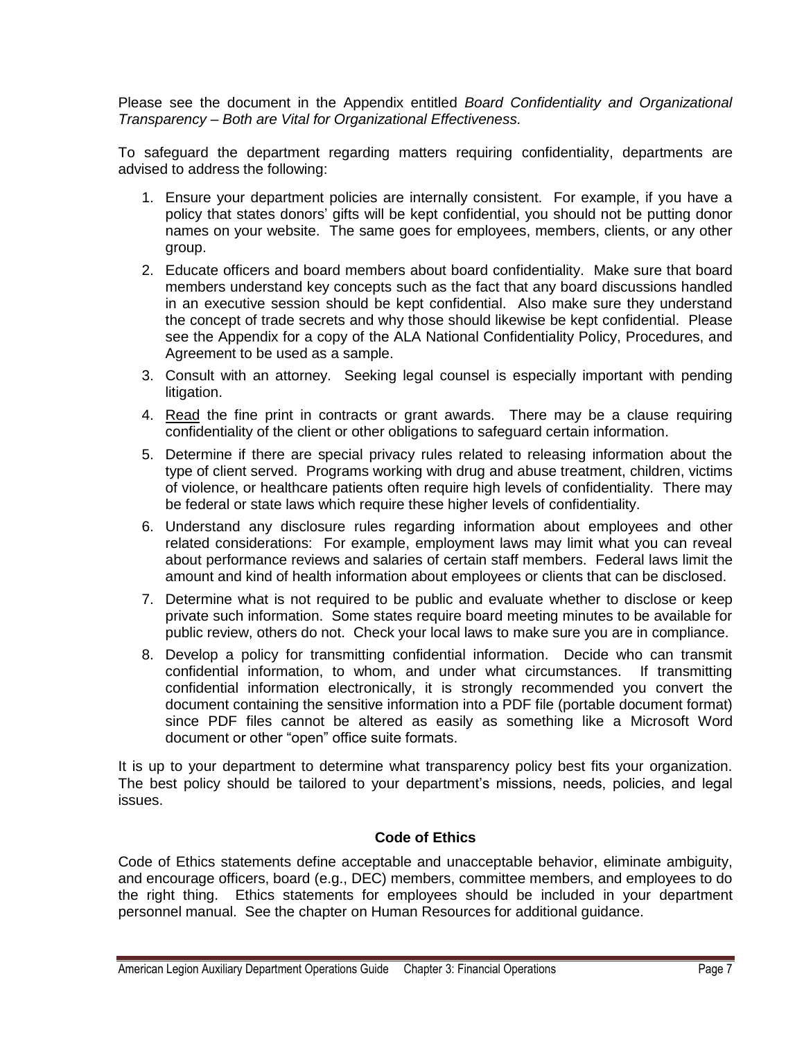Please see the document in the Appendix entitled *Board Confidentiality and Organizational Transparency – Both are Vital for Organizational Effectiveness.*

To safeguard the department regarding matters requiring confidentiality, departments are advised to address the following:

1. Ensure your department policies are internally consistent. For example, if you have a policy that states donors' gifts will be kept confidential, you should not be putting donor names on your website. The same goes for employees, members, clients, or any other group.
2. Educate officers and board members about board confidentiality. Make sure that board members understand key concepts such as the fact that any board discussions handled in an executive session should be kept confidential. Also make sure they understand the concept of trade secrets and why those should likewise be kept confidential. Please see the Appendix for a copy of the ALA National Confidentiality Policy, Procedures, and Agreement to be used as a sample.
3. Consult with an attorney. Seeking legal counsel is especially important with pending litigation.
4. <u>Read</u> the fine print in contracts or grant awards. There may be a clause requiring confidentiality of the client or other obligations to safeguard certain information.
5. Determine if there are special privacy rules related to releasing information about the type of client served. Programs working with drug and abuse treatment, children, victims of violence, or healthcare patients often require high levels of confidentiality. There may be federal or state laws which require these higher levels of confidentiality.
6. Understand any disclosure rules regarding information about employees and other related considerations: For example, employment laws may limit what you can reveal about performance reviews and salaries of certain staff members. Federal laws limit the amount and kind of health information about employees or clients that can be disclosed.
7. Determine what is not required to be public and evaluate whether to disclose or keep private such information. Some states require board meeting minutes to be available for public review, others do not. Check your local laws to make sure you are in compliance.
8. Develop a policy for transmitting confidential information. Decide who can transmit confidential information, to whom, and under what circumstances. If transmitting confidential information electronically, it is strongly recommended you convert the document containing the sensitive information into a PDF file (portable document format) since PDF files cannot be altered as easily as something like a Microsoft Word document or other "open" office suite formats.

It is up to your department to determine what transparency policy best fits your organization. The best policy should be tailored to your department's missions, needs, policies, and legal issues.

### Code of Ethics

Code of Ethics statements define acceptable and unacceptable behavior, eliminate ambiguity, and encourage officers, board (e.g., DEC) members, committee members, and employees to do the right thing. Ethics statements for employees should be included in your department personnel manual. See the chapter on Human Resources for additional guidance.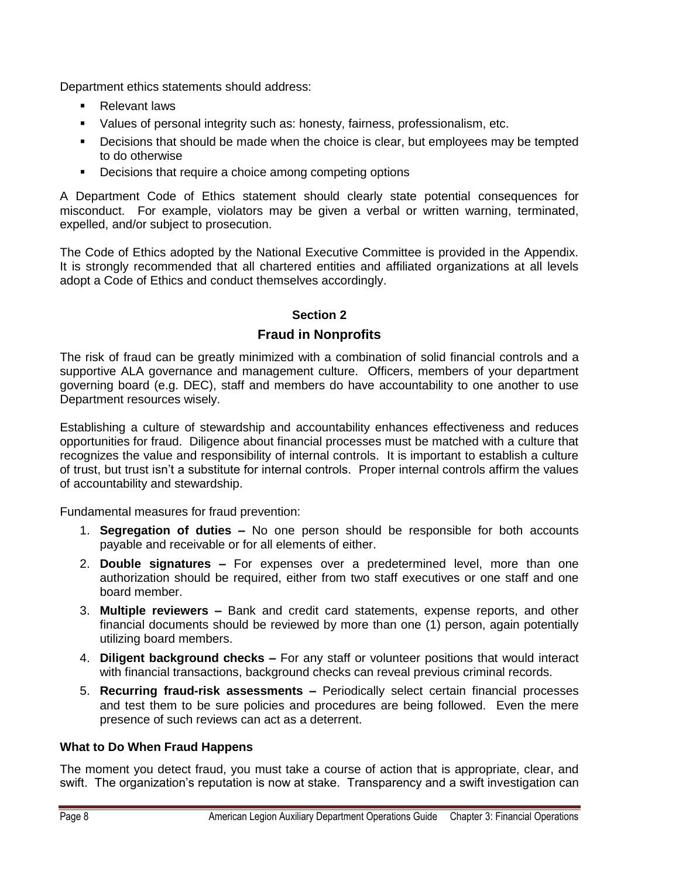Department ethics statements should address:

- Relevant laws
- Values of personal integrity such as: honesty, fairness, professionalism, etc.
- Decisions that should be made when the choice is clear, but employees may be tempted to do otherwise
- Decisions that require a choice among competing options

A Department Code of Ethics statement should clearly state potential consequences for misconduct. For example, violators may be given a verbal or written warning, terminated, expelled, and/or subject to prosecution.

The Code of Ethics adopted by the National Executive Committee is provided in the Appendix. It is strongly recommended that all chartered entities and affiliated organizations at all levels adopt a Code of Ethics and conduct themselves accordingly.

## Section 2

## Fraud in Nonprofits

The risk of fraud can be greatly minimized with a combination of solid financial controls and a supportive ALA governance and management culture. Officers, members of your department governing board (e.g. DEC), staff and members do have accountability to one another to use Department resources wisely.

Establishing a culture of stewardship and accountability enhances effectiveness and reduces opportunities for fraud. Diligence about financial processes must be matched with a culture that recognizes the value and responsibility of internal controls. It is important to establish a culture of trust, but trust isn't a substitute for internal controls. Proper internal controls affirm the values of accountability and stewardship.

Fundamental measures for fraud prevention:

1. **Segregation of duties –** No one person should be responsible for both accounts payable and receivable or for all elements of either.
2. **Double signatures –** For expenses over a predetermined level, more than one authorization should be required, either from two staff executives or one staff and one board member.
3. **Multiple reviewers –** Bank and credit card statements, expense reports, and other financial documents should be reviewed by more than one (1) person, again potentially utilizing board members.
4. **Diligent background checks –** For any staff or volunteer positions that would interact with financial transactions, background checks can reveal previous criminal records.
5. **Recurring fraud-risk assessments –** Periodically select certain financial processes and test them to be sure policies and procedures are being followed. Even the mere presence of such reviews can act as a deterrent.

### What to Do When Fraud Happens

The moment you detect fraud, you must take a course of action that is appropriate, clear, and swift. The organization's reputation is now at stake. Transparency and a swift investigation can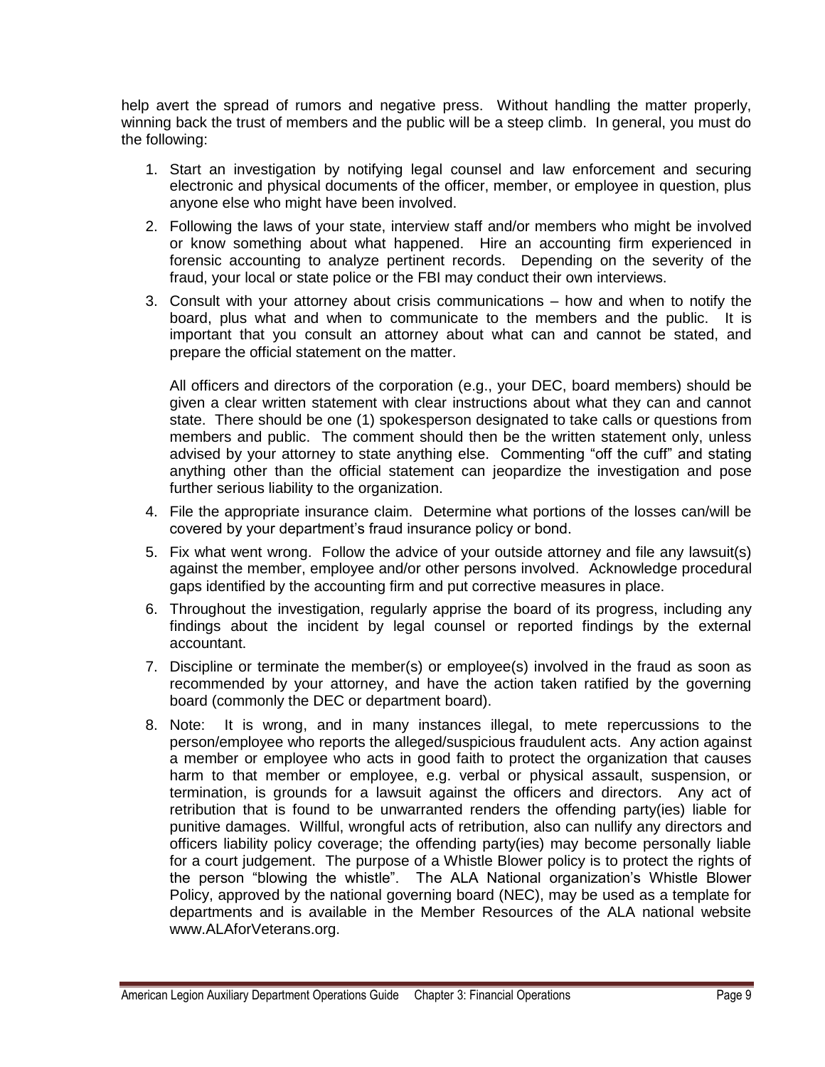help avert the spread of rumors and negative press. Without handling the matter properly, winning back the trust of members and the public will be a steep climb. In general, you must do the following:

1. Start an investigation by notifying legal counsel and law enforcement and securing electronic and physical documents of the officer, member, or employee in question, plus anyone else who might have been involved.
2. Following the laws of your state, interview staff and/or members who might be involved or know something about what happened. Hire an accounting firm experienced in forensic accounting to analyze pertinent records. Depending on the severity of the fraud, your local or state police or the FBI may conduct their own interviews.
3. Consult with your attorney about crisis communications – how and when to notify the board, plus what and when to communicate to the members and the public. It is important that you consult an attorney about what can and cannot be stated, and prepare the official statement on the matter.

   All officers and directors of the corporation (e.g., your DEC, board members) should be given a clear written statement with clear instructions about what they can and cannot state. There should be one (1) spokesperson designated to take calls or questions from members and public. The comment should then be the written statement only, unless advised by your attorney to state anything else. Commenting "off the cuff" and stating anything other than the official statement can jeopardize the investigation and pose further serious liability to the organization.
4. File the appropriate insurance claim. Determine what portions of the losses can/will be covered by your department's fraud insurance policy or bond.
5. Fix what went wrong. Follow the advice of your outside attorney and file any lawsuit(s) against the member, employee and/or other persons involved. Acknowledge procedural gaps identified by the accounting firm and put corrective measures in place.
6. Throughout the investigation, regularly apprise the board of its progress, including any findings about the incident by legal counsel or reported findings by the external accountant.
7. Discipline or terminate the member(s) or employee(s) involved in the fraud as soon as recommended by your attorney, and have the action taken ratified by the governing board (commonly the DEC or department board).
8. Note: It is wrong, and in many instances illegal, to mete repercussions to the person/employee who reports the alleged/suspicious fraudulent acts. Any action against a member or employee who acts in good faith to protect the organization that causes harm to that member or employee, e.g. verbal or physical assault, suspension, or termination, is grounds for a lawsuit against the officers and directors. Any act of retribution that is found to be unwarranted renders the offending party(ies) liable for punitive damages. Willful, wrongful acts of retribution, also can nullify any directors and officers liability policy coverage; the offending party(ies) may become personally liable for a court judgement. The purpose of a Whistle Blower policy is to protect the rights of the person "blowing the whistle". The ALA National organization's Whistle Blower Policy, approved by the national governing board (NEC), may be used as a template for departments and is available in the Member Resources of the ALA national website www.ALAforVeterans.org.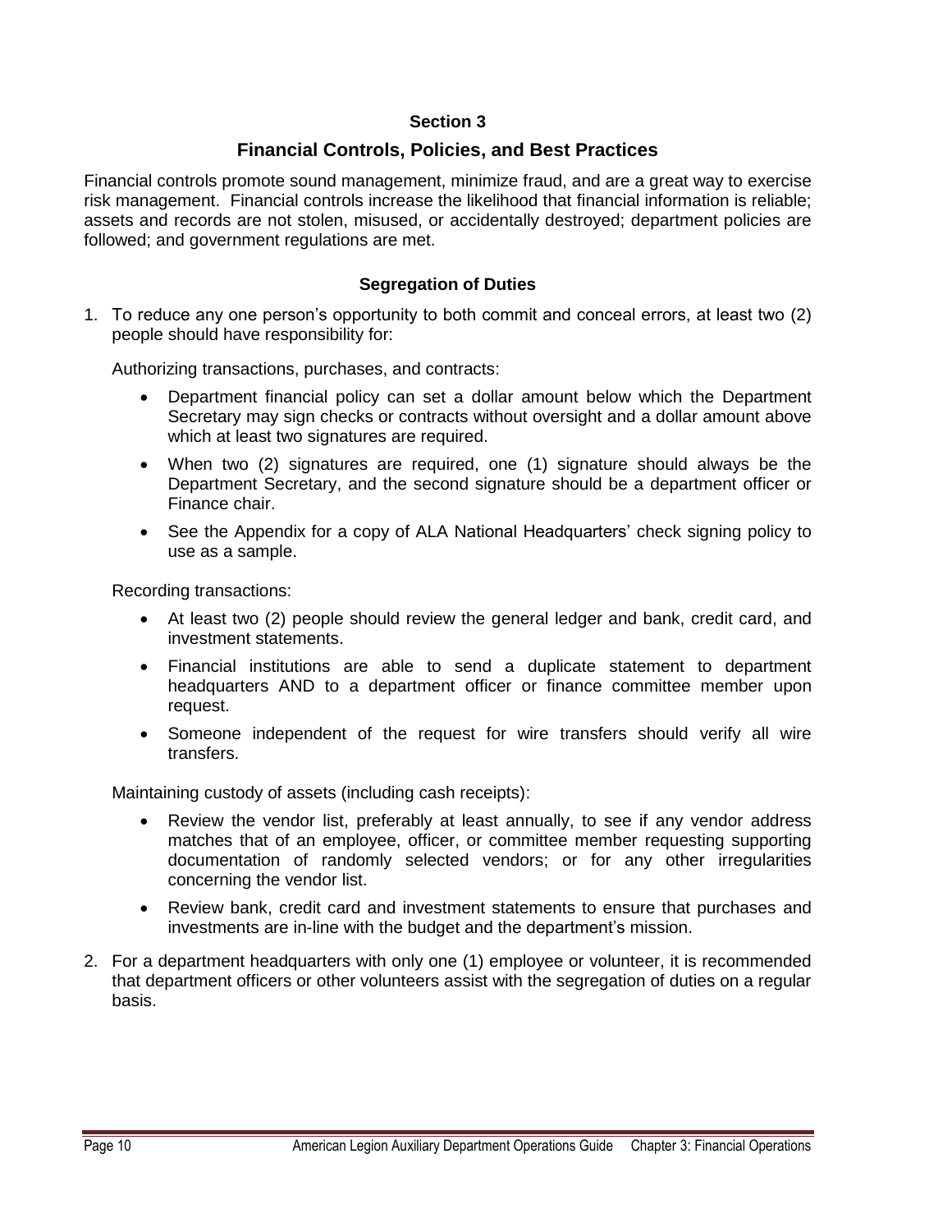# Section 3

## Financial Controls, Policies, and Best Practices

Financial controls promote sound management, minimize fraud, and are a great way to exercise risk management. Financial controls increase the likelihood that financial information is reliable; assets and records are not stolen, misused, or accidentally destroyed; department policies are followed; and government regulations are met.

### Segregation of Duties

1. To reduce any one person's opportunity to both commit and conceal errors, at least two (2) people should have responsibility for:

   Authorizing transactions, purchases, and contracts:

   - Department financial policy can set a dollar amount below which the Department Secretary may sign checks or contracts without oversight and a dollar amount above which at least two signatures are required.
   - When two (2) signatures are required, one (1) signature should always be the Department Secretary, and the second signature should be a department officer or Finance chair.
   - See the Appendix for a copy of ALA National Headquarters' check signing policy to use as a sample.

   Recording transactions:

   - At least two (2) people should review the general ledger and bank, credit card, and investment statements.
   - Financial institutions are able to send a duplicate statement to department headquarters AND to a department officer or finance committee member upon request.
   - Someone independent of the request for wire transfers should verify all wire transfers.

   Maintaining custody of assets (including cash receipts):

   - Review the vendor list, preferably at least annually, to see if any vendor address matches that of an employee, officer, or committee member requesting supporting documentation of randomly selected vendors; or for any other irregularities concerning the vendor list.
   - Review bank, credit card and investment statements to ensure that purchases and investments are in-line with the budget and the department's mission.

2. For a department headquarters with only one (1) employee or volunteer, it is recommended that department officers or other volunteers assist with the segregation of duties on a regular basis.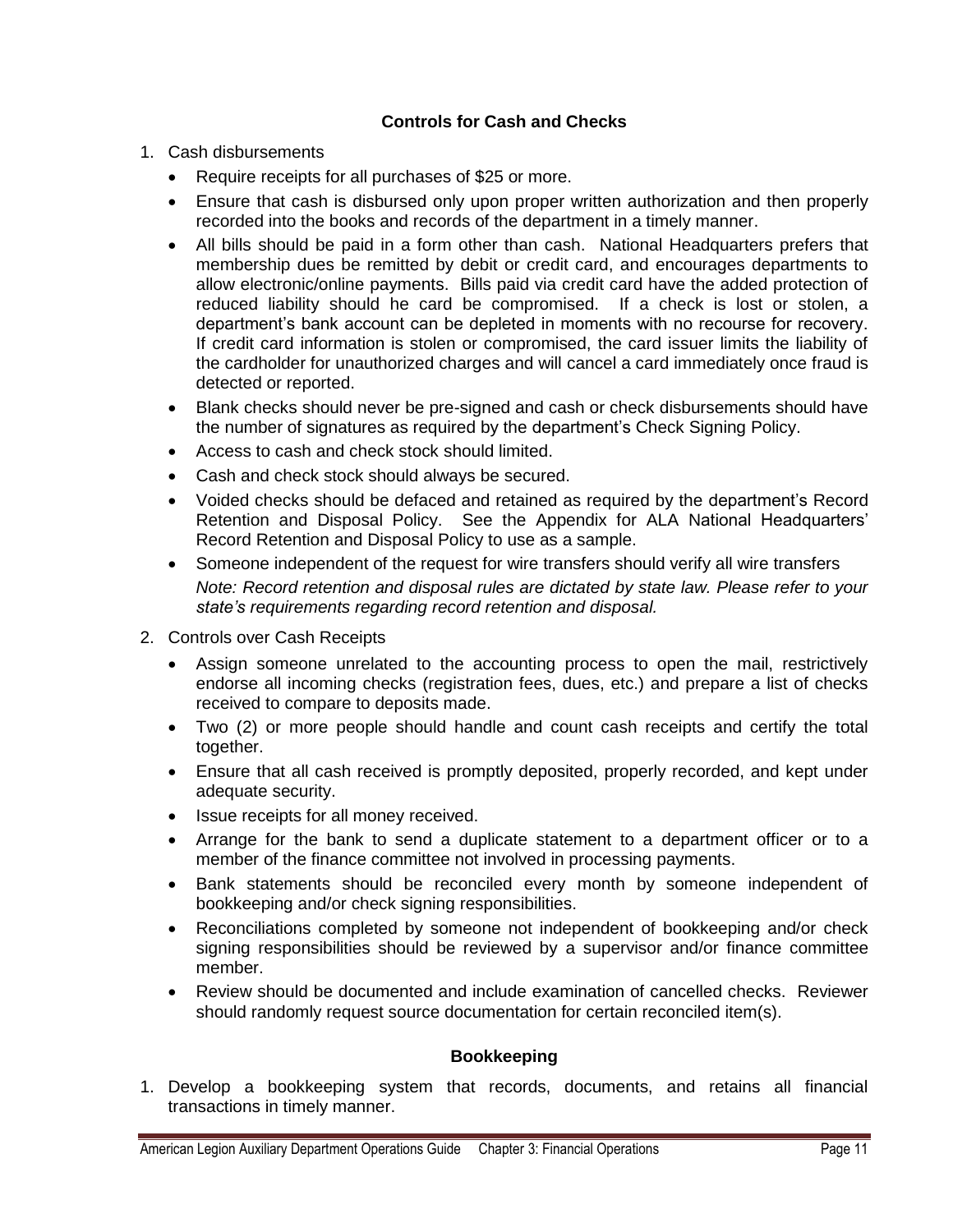## Controls for Cash and Checks

1. Cash disbursements
   - Require receipts for all purchases of $25 or more.
   - Ensure that cash is disbursed only upon proper written authorization and then properly recorded into the books and records of the department in a timely manner.
   - All bills should be paid in a form other than cash. National Headquarters prefers that membership dues be remitted by debit or credit card, and encourages departments to allow electronic/online payments. Bills paid via credit card have the added protection of reduced liability should he card be compromised. If a check is lost or stolen, a department's bank account can be depleted in moments with no recourse for recovery. If credit card information is stolen or compromised, the card issuer limits the liability of the cardholder for unauthorized charges and will cancel a card immediately once fraud is detected or reported.
   - Blank checks should never be pre-signed and cash or check disbursements should have the number of signatures as required by the department's Check Signing Policy.
   - Access to cash and check stock should limited.
   - Cash and check stock should always be secured.
   - Voided checks should be defaced and retained as required by the department's Record Retention and Disposal Policy. See the Appendix for ALA National Headquarters' Record Retention and Disposal Policy to use as a sample.
   - Someone independent of the request for wire transfers should verify all wire transfers

     *Note: Record retention and disposal rules are dictated by state law. Please refer to your state's requirements regarding record retention and disposal.*

2. Controls over Cash Receipts
   - Assign someone unrelated to the accounting process to open the mail, restrictively endorse all incoming checks (registration fees, dues, etc.) and prepare a list of checks received to compare to deposits made.
   - Two (2) or more people should handle and count cash receipts and certify the total together.
   - Ensure that all cash received is promptly deposited, properly recorded, and kept under adequate security.
   - Issue receipts for all money received.
   - Arrange for the bank to send a duplicate statement to a department officer or to a member of the finance committee not involved in processing payments.
   - Bank statements should be reconciled every month by someone independent of bookkeeping and/or check signing responsibilities.
   - Reconciliations completed by someone not independent of bookkeeping and/or check signing responsibilities should be reviewed by a supervisor and/or finance committee member.
   - Review should be documented and include examination of cancelled checks. Reviewer should randomly request source documentation for certain reconciled item(s).

## Bookkeeping

1. Develop a bookkeeping system that records, documents, and retains all financial transactions in timely manner.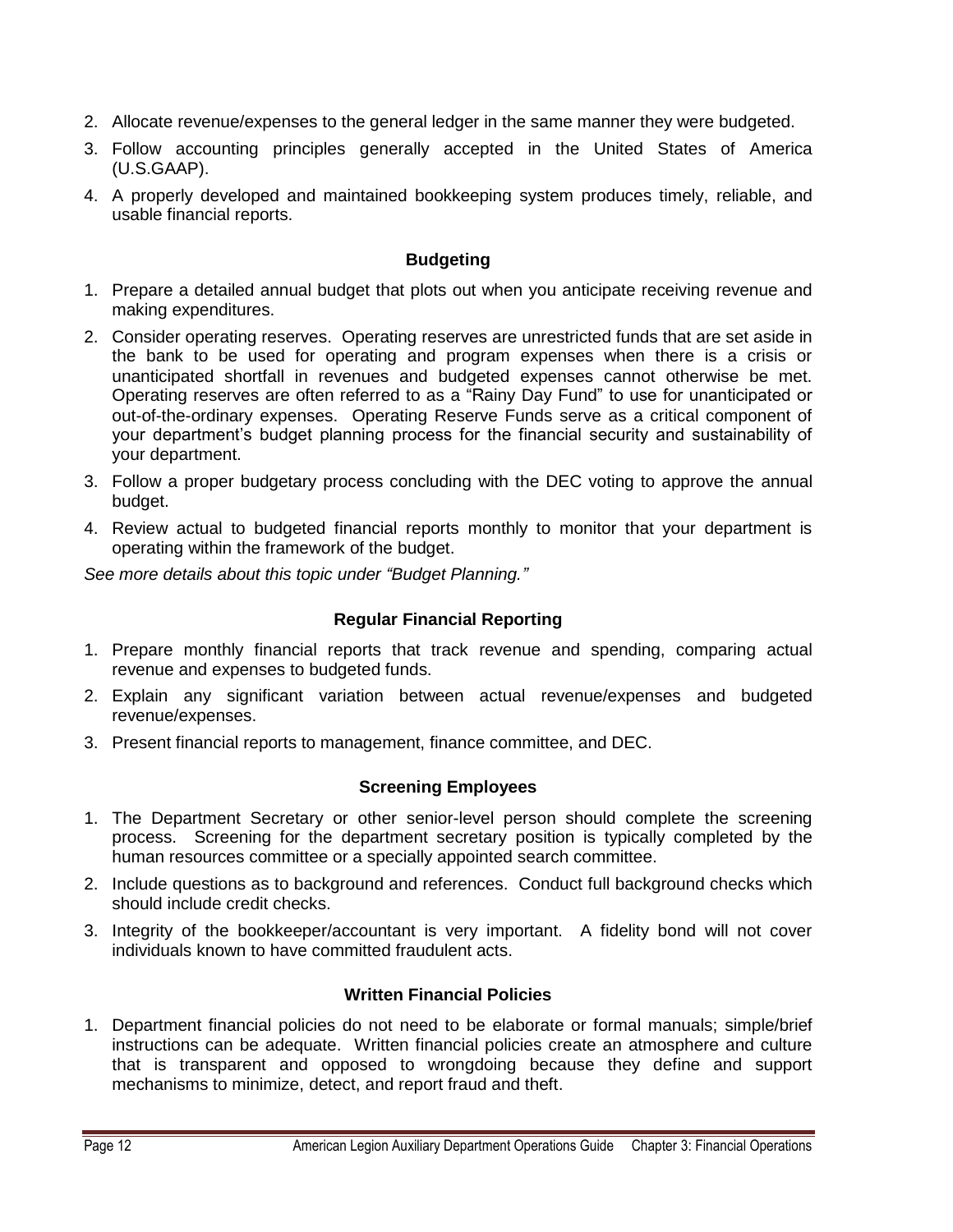2. Allocate revenue/expenses to the general ledger in the same manner they were budgeted.
3. Follow accounting principles generally accepted in the United States of America (U.S.GAAP).
4. A properly developed and maintained bookkeeping system produces timely, reliable, and usable financial reports.

### Budgeting

1. Prepare a detailed annual budget that plots out when you anticipate receiving revenue and making expenditures.
2. Consider operating reserves. Operating reserves are unrestricted funds that are set aside in the bank to be used for operating and program expenses when there is a crisis or unanticipated shortfall in revenues and budgeted expenses cannot otherwise be met. Operating reserves are often referred to as a "Rainy Day Fund" to use for unanticipated or out-of-the-ordinary expenses. Operating Reserve Funds serve as a critical component of your department's budget planning process for the financial security and sustainability of your department.
3. Follow a proper budgetary process concluding with the DEC voting to approve the annual budget.
4. Review actual to budgeted financial reports monthly to monitor that your department is operating within the framework of the budget.

*See more details about this topic under "Budget Planning."*

### Regular Financial Reporting

1. Prepare monthly financial reports that track revenue and spending, comparing actual revenue and expenses to budgeted funds.
2. Explain any significant variation between actual revenue/expenses and budgeted revenue/expenses.
3. Present financial reports to management, finance committee, and DEC.

### Screening Employees

1. The Department Secretary or other senior-level person should complete the screening process. Screening for the department secretary position is typically completed by the human resources committee or a specially appointed search committee.
2. Include questions as to background and references. Conduct full background checks which should include credit checks.
3. Integrity of the bookkeeper/accountant is very important. A fidelity bond will not cover individuals known to have committed fraudulent acts.

### Written Financial Policies

1. Department financial policies do not need to be elaborate or formal manuals; simple/brief instructions can be adequate. Written financial policies create an atmosphere and culture that is transparent and opposed to wrongdoing because they define and support mechanisms to minimize, detect, and report fraud and theft.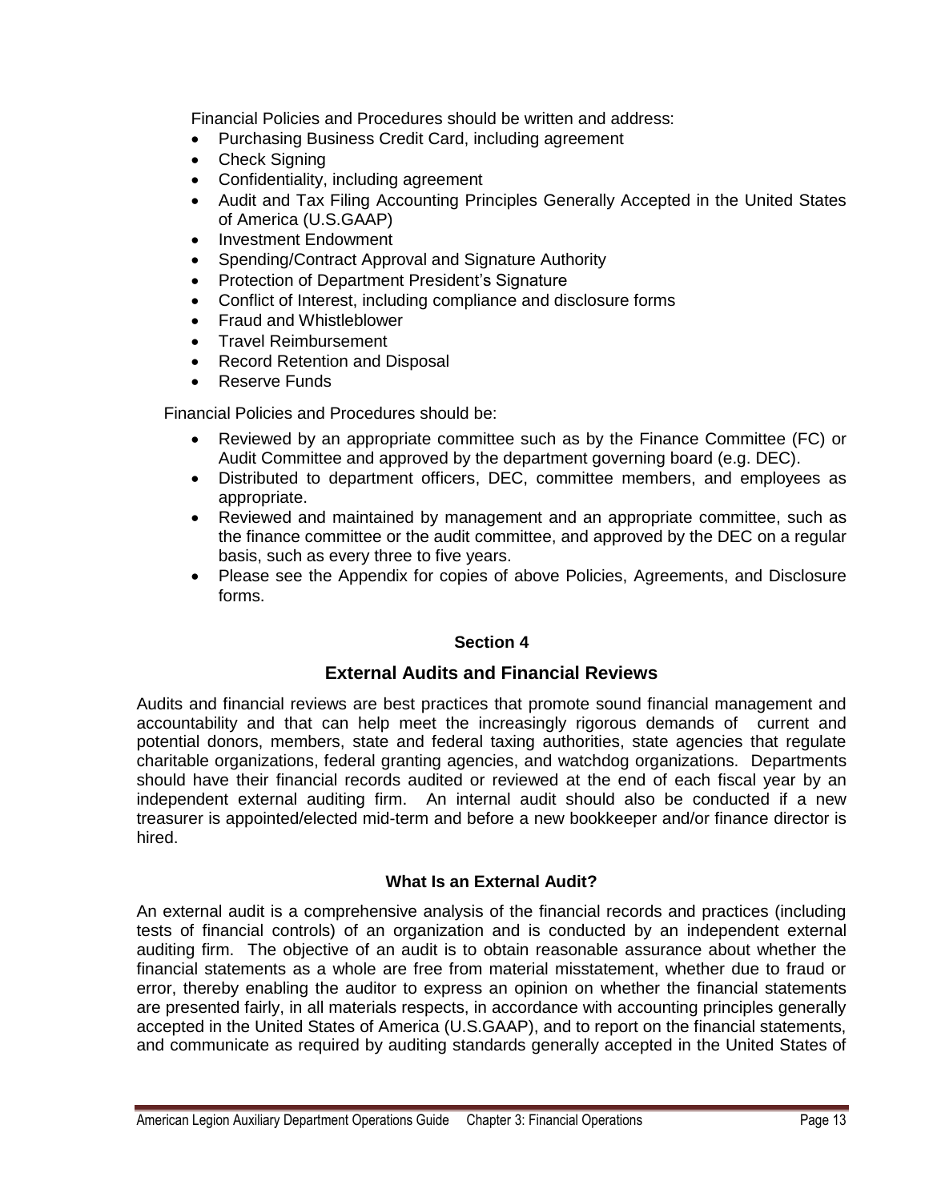Financial Policies and Procedures should be written and address:

- Purchasing Business Credit Card, including agreement
- Check Signing
- Confidentiality, including agreement
- Audit and Tax Filing Accounting Principles Generally Accepted in the United States of America (U.S.GAAP)
- Investment Endowment
- Spending/Contract Approval and Signature Authority
- Protection of Department President's Signature
- Conflict of Interest, including compliance and disclosure forms
- Fraud and Whistleblower
- Travel Reimbursement
- Record Retention and Disposal
- Reserve Funds

Financial Policies and Procedures should be:

- Reviewed by an appropriate committee such as by the Finance Committee (FC) or Audit Committee and approved by the department governing board (e.g. DEC).
- Distributed to department officers, DEC, committee members, and employees as appropriate.
- Reviewed and maintained by management and an appropriate committee, such as the finance committee or the audit committee, and approved by the DEC on a regular basis, such as every three to five years.
- Please see the Appendix for copies of above Policies, Agreements, and Disclosure forms.

**Section 4**

## External Audits and Financial Reviews

Audits and financial reviews are best practices that promote sound financial management and accountability and that can help meet the increasingly rigorous demands of current and potential donors, members, state and federal taxing authorities, state agencies that regulate charitable organizations, federal granting agencies, and watchdog organizations. Departments should have their financial records audited or reviewed at the end of each fiscal year by an independent external auditing firm. An internal audit should also be conducted if a new treasurer is appointed/elected mid-term and before a new bookkeeper and/or finance director is hired.

### What Is an External Audit?

An external audit is a comprehensive analysis of the financial records and practices (including tests of financial controls) of an organization and is conducted by an independent external auditing firm. The objective of an audit is to obtain reasonable assurance about whether the financial statements as a whole are free from material misstatement, whether due to fraud or error, thereby enabling the auditor to express an opinion on whether the financial statements are presented fairly, in all materials respects, in accordance with accounting principles generally accepted in the United States of America (U.S.GAAP), and to report on the financial statements, and communicate as required by auditing standards generally accepted in the United States of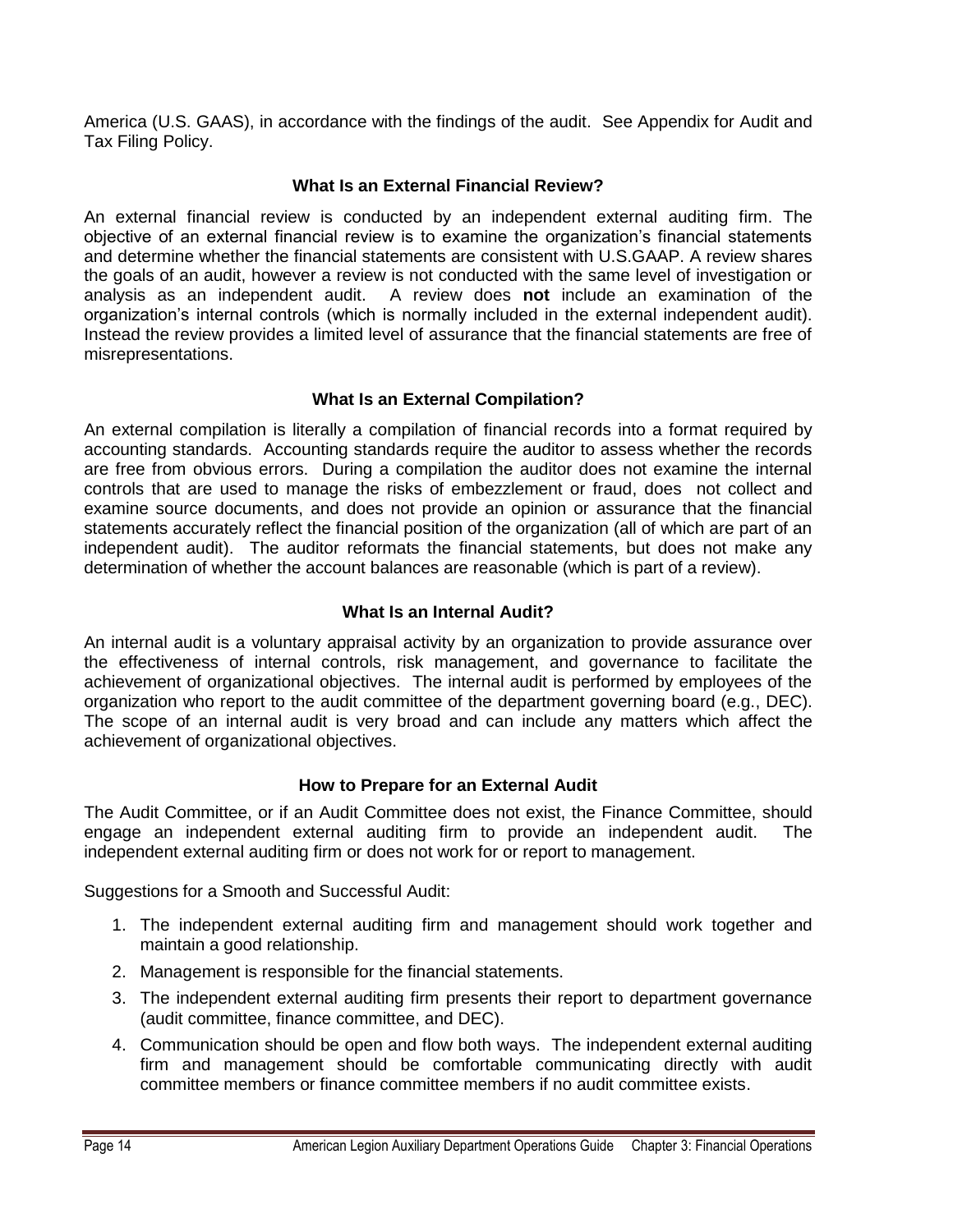America (U.S. GAAS), in accordance with the findings of the audit. See Appendix for Audit and Tax Filing Policy.

### What Is an External Financial Review?

An external financial review is conducted by an independent external auditing firm. The objective of an external financial review is to examine the organization's financial statements and determine whether the financial statements are consistent with U.S.GAAP. A review shares the goals of an audit, however a review is not conducted with the same level of investigation or analysis as an independent audit. A review does **not** include an examination of the organization's internal controls (which is normally included in the external independent audit). Instead the review provides a limited level of assurance that the financial statements are free of misrepresentations.

### What Is an External Compilation?

An external compilation is literally a compilation of financial records into a format required by accounting standards. Accounting standards require the auditor to assess whether the records are free from obvious errors. During a compilation the auditor does not examine the internal controls that are used to manage the risks of embezzlement or fraud, does not collect and examine source documents, and does not provide an opinion or assurance that the financial statements accurately reflect the financial position of the organization (all of which are part of an independent audit). The auditor reformats the financial statements, but does not make any determination of whether the account balances are reasonable (which is part of a review).

### What Is an Internal Audit?

An internal audit is a voluntary appraisal activity by an organization to provide assurance over the effectiveness of internal controls, risk management, and governance to facilitate the achievement of organizational objectives. The internal audit is performed by employees of the organization who report to the audit committee of the department governing board (e.g., DEC). The scope of an internal audit is very broad and can include any matters which affect the achievement of organizational objectives.

### How to Prepare for an External Audit

The Audit Committee, or if an Audit Committee does not exist, the Finance Committee, should engage an independent external auditing firm to provide an independent audit. The independent external auditing firm or does not work for or report to management.

Suggestions for a Smooth and Successful Audit:

1. The independent external auditing firm and management should work together and maintain a good relationship.
2. Management is responsible for the financial statements.
3. The independent external auditing firm presents their report to department governance (audit committee, finance committee, and DEC).
4. Communication should be open and flow both ways. The independent external auditing firm and management should be comfortable communicating directly with audit committee members or finance committee members if no audit committee exists.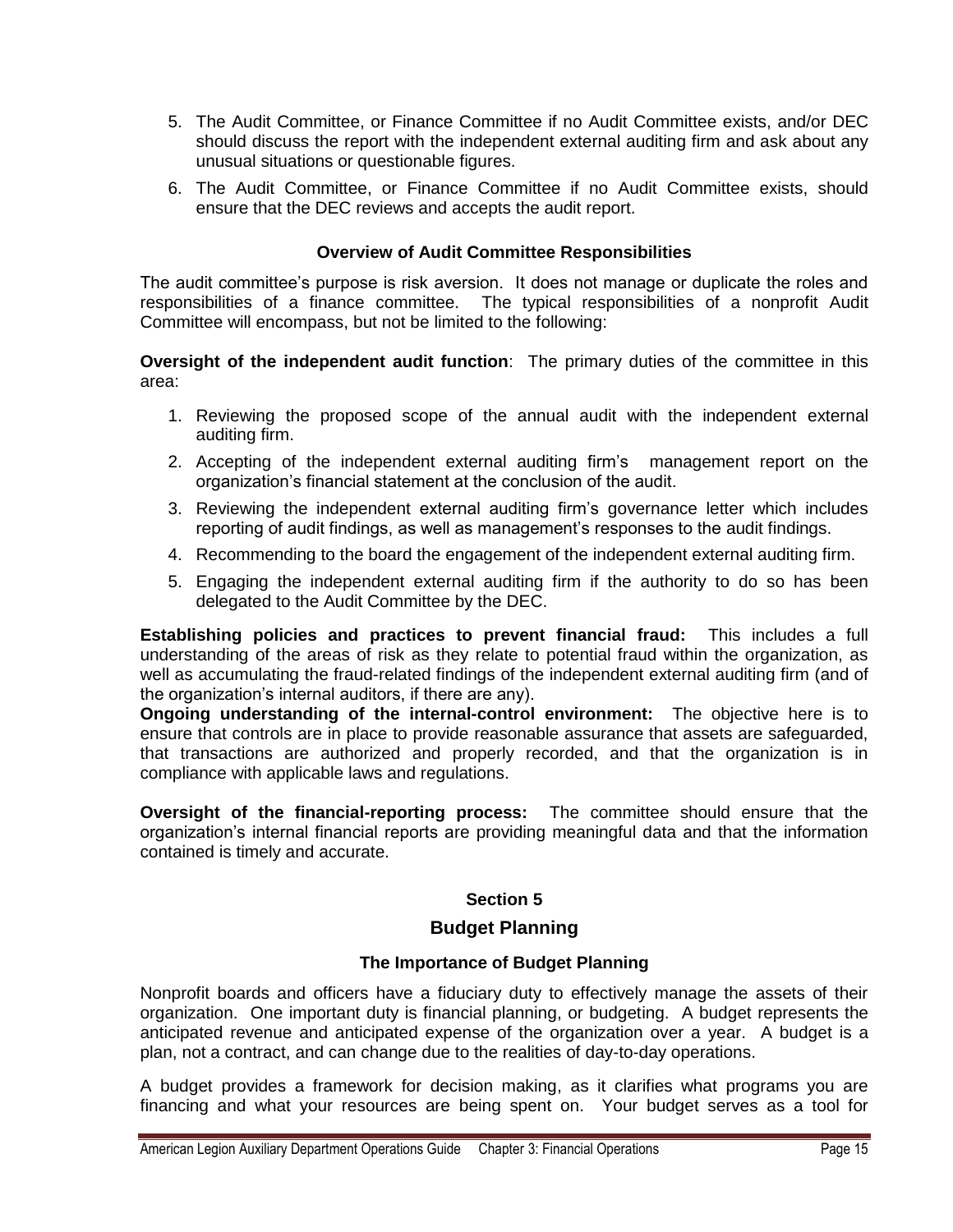5. The Audit Committee, or Finance Committee if no Audit Committee exists, and/or DEC should discuss the report with the independent external auditing firm and ask about any unusual situations or questionable figures.
6. The Audit Committee, or Finance Committee if no Audit Committee exists, should ensure that the DEC reviews and accepts the audit report.

### Overview of Audit Committee Responsibilities

The audit committee's purpose is risk aversion. It does not manage or duplicate the roles and responsibilities of a finance committee. The typical responsibilities of a nonprofit Audit Committee will encompass, but not be limited to the following:

**Oversight of the independent audit function**: The primary duties of the committee in this area:

1. Reviewing the proposed scope of the annual audit with the independent external auditing firm.
2. Accepting of the independent external auditing firm's management report on the organization's financial statement at the conclusion of the audit.
3. Reviewing the independent external auditing firm's governance letter which includes reporting of audit findings, as well as management's responses to the audit findings.
4. Recommending to the board the engagement of the independent external auditing firm.
5. Engaging the independent external auditing firm if the authority to do so has been delegated to the Audit Committee by the DEC.

**Establishing policies and practices to prevent financial fraud:** This includes a full understanding of the areas of risk as they relate to potential fraud within the organization, as well as accumulating the fraud-related findings of the independent external auditing firm (and of the organization's internal auditors, if there are any).

**Ongoing understanding of the internal-control environment:** The objective here is to ensure that controls are in place to provide reasonable assurance that assets are safeguarded, that transactions are authorized and properly recorded, and that the organization is in compliance with applicable laws and regulations.

**Oversight of the financial-reporting process:** The committee should ensure that the organization's internal financial reports are providing meaningful data and that the information contained is timely and accurate.

# Section 5

## Budget Planning

### The Importance of Budget Planning

Nonprofit boards and officers have a fiduciary duty to effectively manage the assets of their organization. One important duty is financial planning, or budgeting. A budget represents the anticipated revenue and anticipated expense of the organization over a year. A budget is a plan, not a contract, and can change due to the realities of day-to-day operations.

A budget provides a framework for decision making, as it clarifies what programs you are financing and what your resources are being spent on. Your budget serves as a tool for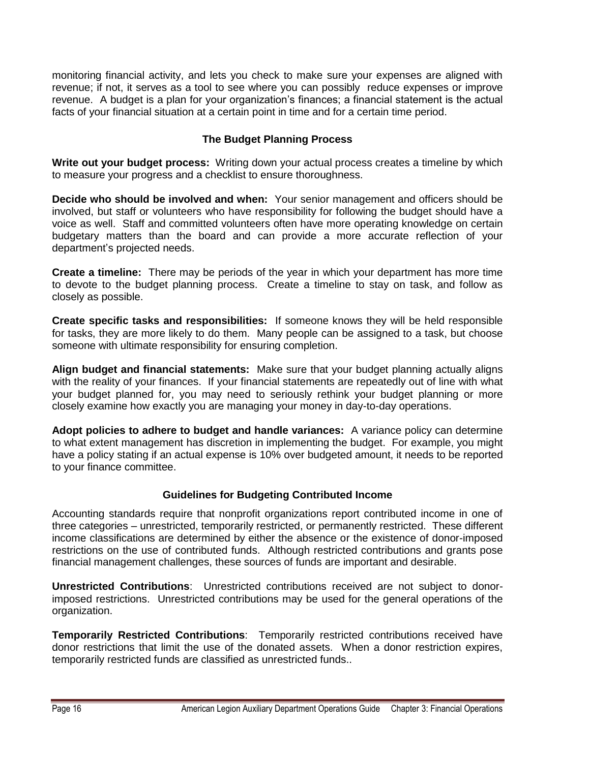monitoring financial activity, and lets you check to make sure your expenses are aligned with revenue; if not, it serves as a tool to see where you can possibly reduce expenses or improve revenue. A budget is a plan for your organization's finances; a financial statement is the actual facts of your financial situation at a certain point in time and for a certain time period.

### The Budget Planning Process

**Write out your budget process:** Writing down your actual process creates a timeline by which to measure your progress and a checklist to ensure thoroughness.

**Decide who should be involved and when:** Your senior management and officers should be involved, but staff or volunteers who have responsibility for following the budget should have a voice as well. Staff and committed volunteers often have more operating knowledge on certain budgetary matters than the board and can provide a more accurate reflection of your department's projected needs.

**Create a timeline:** There may be periods of the year in which your department has more time to devote to the budget planning process. Create a timeline to stay on task, and follow as closely as possible.

**Create specific tasks and responsibilities:** If someone knows they will be held responsible for tasks, they are more likely to do them. Many people can be assigned to a task, but choose someone with ultimate responsibility for ensuring completion.

**Align budget and financial statements:** Make sure that your budget planning actually aligns with the reality of your finances. If your financial statements are repeatedly out of line with what your budget planned for, you may need to seriously rethink your budget planning or more closely examine how exactly you are managing your money in day-to-day operations.

**Adopt policies to adhere to budget and handle variances:** A variance policy can determine to what extent management has discretion in implementing the budget. For example, you might have a policy stating if an actual expense is 10% over budgeted amount, it needs to be reported to your finance committee.

### Guidelines for Budgeting Contributed Income

Accounting standards require that nonprofit organizations report contributed income in one of three categories – unrestricted, temporarily restricted, or permanently restricted. These different income classifications are determined by either the absence or the existence of donor-imposed restrictions on the use of contributed funds. Although restricted contributions and grants pose financial management challenges, these sources of funds are important and desirable.

**Unrestricted Contributions**: Unrestricted contributions received are not subject to donor-imposed restrictions. Unrestricted contributions may be used for the general operations of the organization.

**Temporarily Restricted Contributions**: Temporarily restricted contributions received have donor restrictions that limit the use of the donated assets. When a donor restriction expires, temporarily restricted funds are classified as unrestricted funds..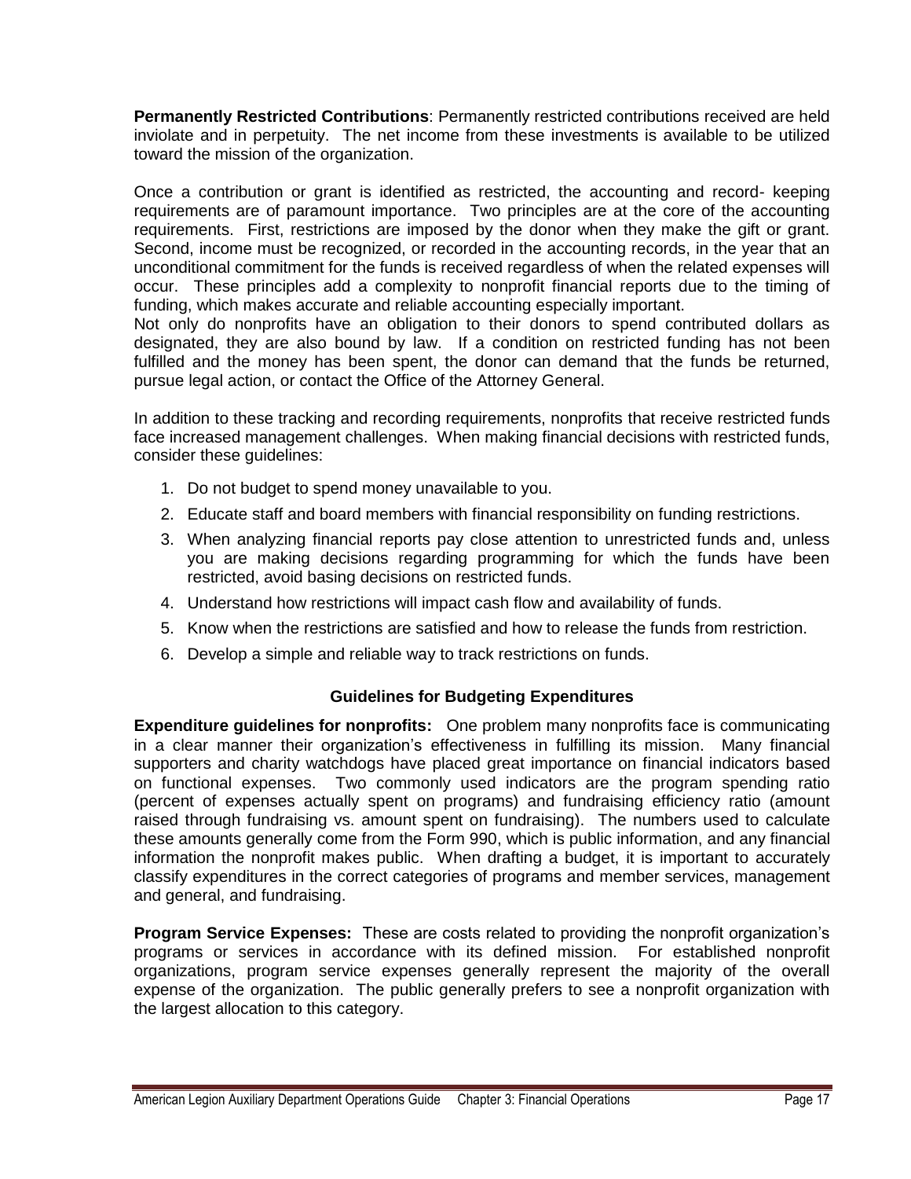**Permanently Restricted Contributions**: Permanently restricted contributions received are held inviolate and in perpetuity. The net income from these investments is available to be utilized toward the mission of the organization.

Once a contribution or grant is identified as restricted, the accounting and record- keeping requirements are of paramount importance. Two principles are at the core of the accounting requirements. First, restrictions are imposed by the donor when they make the gift or grant. Second, income must be recognized, or recorded in the accounting records, in the year that an unconditional commitment for the funds is received regardless of when the related expenses will occur. These principles add a complexity to nonprofit financial reports due to the timing of funding, which makes accurate and reliable accounting especially important.

Not only do nonprofits have an obligation to their donors to spend contributed dollars as designated, they are also bound by law. If a condition on restricted funding has not been fulfilled and the money has been spent, the donor can demand that the funds be returned, pursue legal action, or contact the Office of the Attorney General.

In addition to these tracking and recording requirements, nonprofits that receive restricted funds face increased management challenges. When making financial decisions with restricted funds, consider these guidelines:

1. Do not budget to spend money unavailable to you.
2. Educate staff and board members with financial responsibility on funding restrictions.
3. When analyzing financial reports pay close attention to unrestricted funds and, unless you are making decisions regarding programming for which the funds have been restricted, avoid basing decisions on restricted funds.
4. Understand how restrictions will impact cash flow and availability of funds.
5. Know when the restrictions are satisfied and how to release the funds from restriction.
6. Develop a simple and reliable way to track restrictions on funds.

### Guidelines for Budgeting Expenditures

**Expenditure guidelines for nonprofits:** One problem many nonprofits face is communicating in a clear manner their organization's effectiveness in fulfilling its mission. Many financial supporters and charity watchdogs have placed great importance on financial indicators based on functional expenses. Two commonly used indicators are the program spending ratio (percent of expenses actually spent on programs) and fundraising efficiency ratio (amount raised through fundraising vs. amount spent on fundraising). The numbers used to calculate these amounts generally come from the Form 990, which is public information, and any financial information the nonprofit makes public. When drafting a budget, it is important to accurately classify expenditures in the correct categories of programs and member services, management and general, and fundraising.

**Program Service Expenses:** These are costs related to providing the nonprofit organization's programs or services in accordance with its defined mission. For established nonprofit organizations, program service expenses generally represent the majority of the overall expense of the organization. The public generally prefers to see a nonprofit organization with the largest allocation to this category.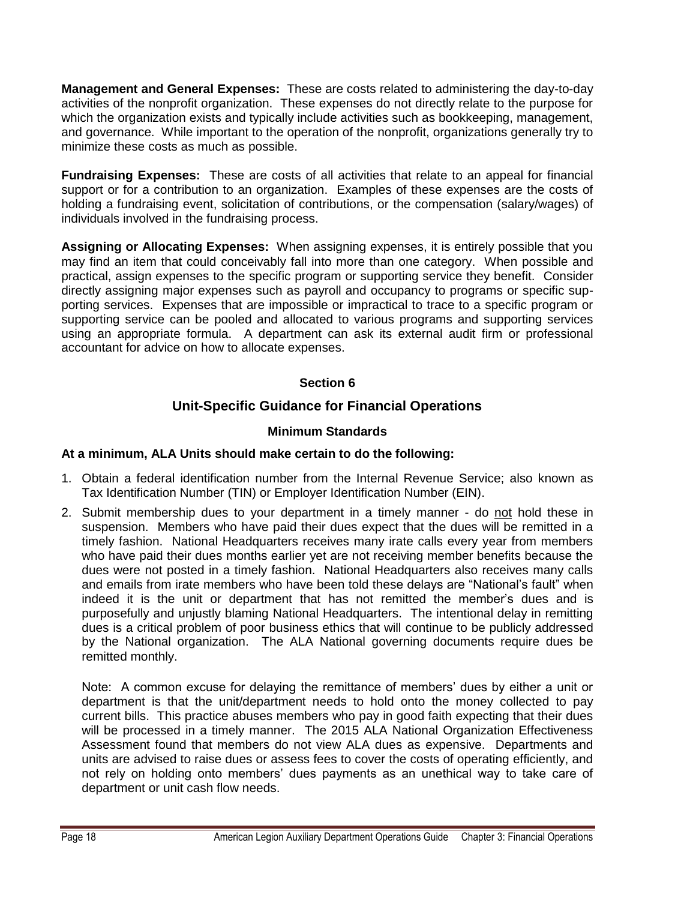**Management and General Expenses:** These are costs related to administering the day-to-day activities of the nonprofit organization. These expenses do not directly relate to the purpose for which the organization exists and typically include activities such as bookkeeping, management, and governance. While important to the operation of the nonprofit, organizations generally try to minimize these costs as much as possible.

**Fundraising Expenses:** These are costs of all activities that relate to an appeal for financial support or for a contribution to an organization. Examples of these expenses are the costs of holding a fundraising event, solicitation of contributions, or the compensation (salary/wages) of individuals involved in the fundraising process.

**Assigning or Allocating Expenses:** When assigning expenses, it is entirely possible that you may find an item that could conceivably fall into more than one category. When possible and practical, assign expenses to the specific program or supporting service they benefit. Consider directly assigning major expenses such as payroll and occupancy to programs or specific supporting services. Expenses that are impossible or impractical to trace to a specific program or supporting service can be pooled and allocated to various programs and supporting services using an appropriate formula. A department can ask its external audit firm or professional accountant for advice on how to allocate expenses.

## Section 6

## Unit-Specific Guidance for Financial Operations

### Minimum Standards

**At a minimum, ALA Units should make certain to do the following:**

1. Obtain a federal identification number from the Internal Revenue Service; also known as Tax Identification Number (TIN) or Employer Identification Number (EIN).
2. Submit membership dues to your department in a timely manner - do <u>not</u> hold these in suspension. Members who have paid their dues expect that the dues will be remitted in a timely fashion. National Headquarters receives many irate calls every year from members who have paid their dues months earlier yet are not receiving member benefits because the dues were not posted in a timely fashion. National Headquarters also receives many calls and emails from irate members who have been told these delays are "National's fault" when indeed it is the unit or department that has not remitted the member's dues and is purposefully and unjustly blaming National Headquarters. The intentional delay in remitting dues is a critical problem of poor business ethics that will continue to be publicly addressed by the National organization. The ALA National governing documents require dues be remitted monthly.

   Note: A common excuse for delaying the remittance of members' dues by either a unit or department is that the unit/department needs to hold onto the money collected to pay current bills. This practice abuses members who pay in good faith expecting that their dues will be processed in a timely manner. The 2015 ALA National Organization Effectiveness Assessment found that members do not view ALA dues as expensive. Departments and units are advised to raise dues or assess fees to cover the costs of operating efficiently, and not rely on holding onto members' dues payments as an unethical way to take care of department or unit cash flow needs.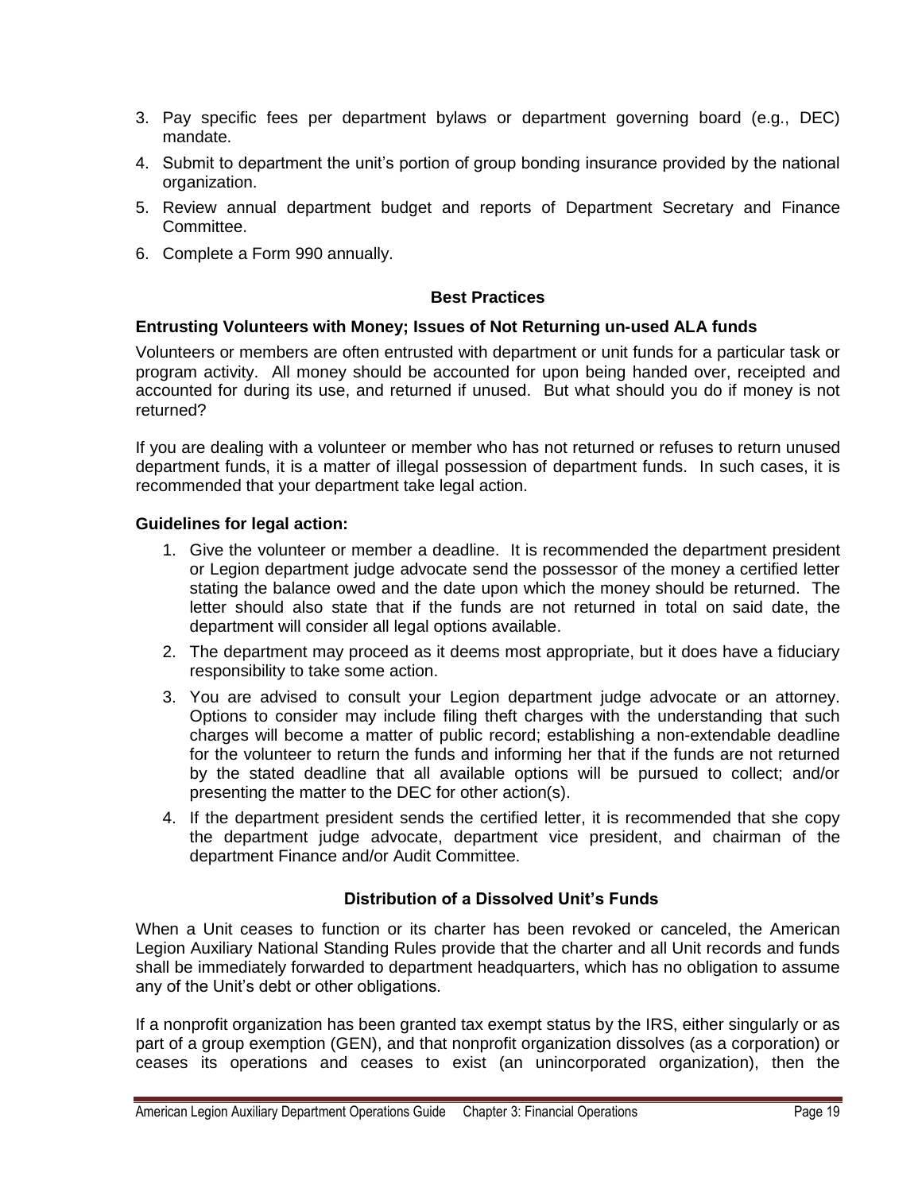3. Pay specific fees per department bylaws or department governing board (e.g., DEC) mandate.
4. Submit to department the unit's portion of group bonding insurance provided by the national organization.
5. Review annual department budget and reports of Department Secretary and Finance Committee.
6. Complete a Form 990 annually.

## Best Practices

### Entrusting Volunteers with Money; Issues of Not Returning un-used ALA funds

Volunteers or members are often entrusted with department or unit funds for a particular task or program activity. All money should be accounted for upon being handed over, receipted and accounted for during its use, and returned if unused. But what should you do if money is not returned?

If you are dealing with a volunteer or member who has not returned or refuses to return unused department funds, it is a matter of illegal possession of department funds. In such cases, it is recommended that your department take legal action.

### Guidelines for legal action:

1. Give the volunteer or member a deadline. It is recommended the department president or Legion department judge advocate send the possessor of the money a certified letter stating the balance owed and the date upon which the money should be returned. The letter should also state that if the funds are not returned in total on said date, the department will consider all legal options available.
2. The department may proceed as it deems most appropriate, but it does have a fiduciary responsibility to take some action.
3. You are advised to consult your Legion department judge advocate or an attorney. Options to consider may include filing theft charges with the understanding that such charges will become a matter of public record; establishing a non-extendable deadline for the volunteer to return the funds and informing her that if the funds are not returned by the stated deadline that all available options will be pursued to collect; and/or presenting the matter to the DEC for other action(s).
4. If the department president sends the certified letter, it is recommended that she copy the department judge advocate, department vice president, and chairman of the department Finance and/or Audit Committee.

## Distribution of a Dissolved Unit's Funds

When a Unit ceases to function or its charter has been revoked or canceled, the American Legion Auxiliary National Standing Rules provide that the charter and all Unit records and funds shall be immediately forwarded to department headquarters, which has no obligation to assume any of the Unit's debt or other obligations.

If a nonprofit organization has been granted tax exempt status by the IRS, either singularly or as part of a group exemption (GEN), and that nonprofit organization dissolves (as a corporation) or ceases its operations and ceases to exist (an unincorporated organization), then the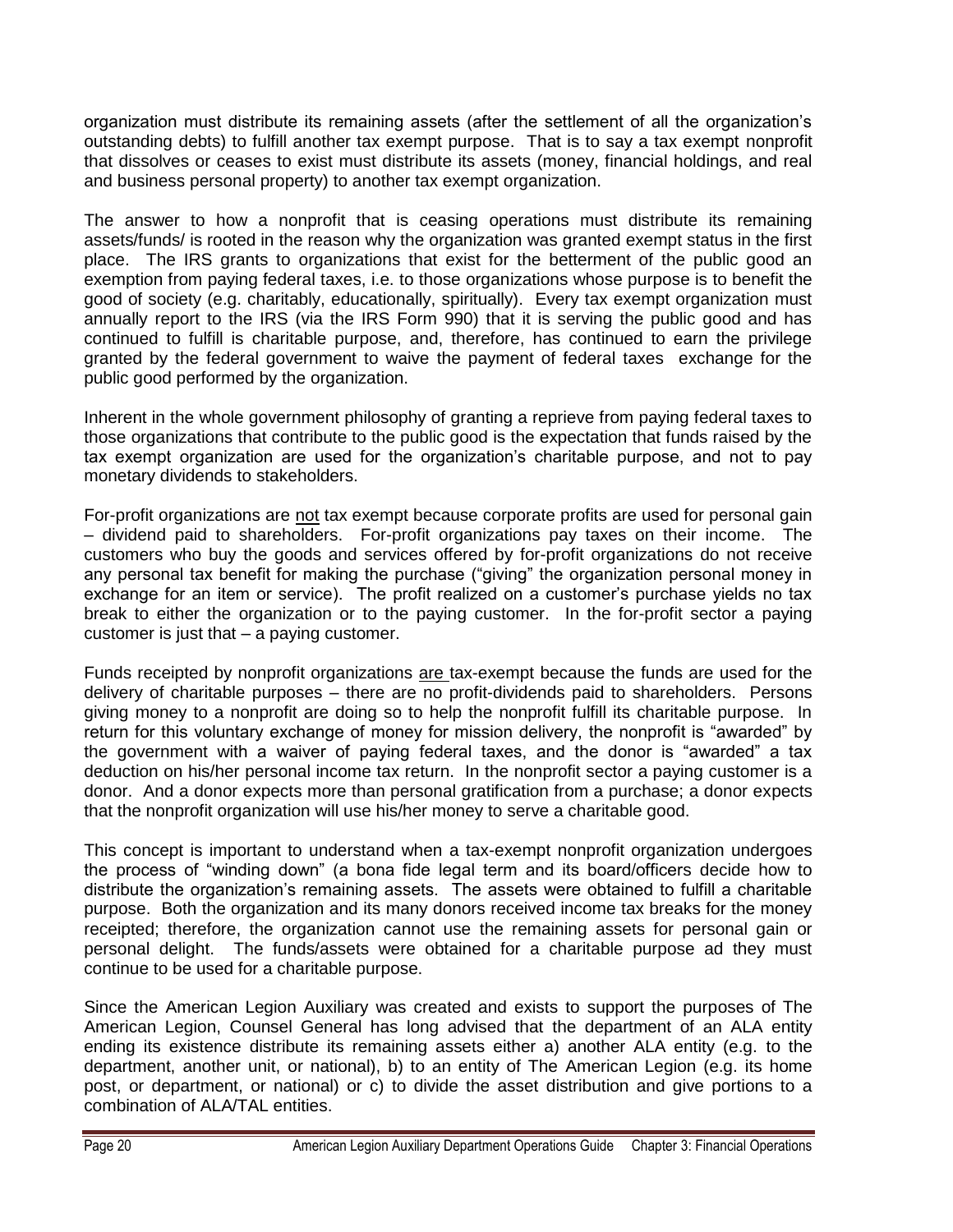organization must distribute its remaining assets (after the settlement of all the organization's outstanding debts) to fulfill another tax exempt purpose. That is to say a tax exempt nonprofit that dissolves or ceases to exist must distribute its assets (money, financial holdings, and real and business personal property) to another tax exempt organization.

The answer to how a nonprofit that is ceasing operations must distribute its remaining assets/funds/ is rooted in the reason why the organization was granted exempt status in the first place. The IRS grants to organizations that exist for the betterment of the public good an exemption from paying federal taxes, i.e. to those organizations whose purpose is to benefit the good of society (e.g. charitably, educationally, spiritually). Every tax exempt organization must annually report to the IRS (via the IRS Form 990) that it is serving the public good and has continued to fulfill is charitable purpose, and, therefore, has continued to earn the privilege granted by the federal government to waive the payment of federal taxes exchange for the public good performed by the organization.

Inherent in the whole government philosophy of granting a reprieve from paying federal taxes to those organizations that contribute to the public good is the expectation that funds raised by the tax exempt organization are used for the organization's charitable purpose, and not to pay monetary dividends to stakeholders.

For-profit organizations are <u>not</u> tax exempt because corporate profits are used for personal gain – dividend paid to shareholders. For-profit organizations pay taxes on their income. The customers who buy the goods and services offered by for-profit organizations do not receive any personal tax benefit for making the purchase ("giving" the organization personal money in exchange for an item or service). The profit realized on a customer's purchase yields no tax break to either the organization or to the paying customer. In the for-profit sector a paying customer is just that – a paying customer.

Funds receipted by nonprofit organizations <u>are</u> tax-exempt because the funds are used for the delivery of charitable purposes – there are no profit-dividends paid to shareholders. Persons giving money to a nonprofit are doing so to help the nonprofit fulfill its charitable purpose. In return for this voluntary exchange of money for mission delivery, the nonprofit is "awarded" by the government with a waiver of paying federal taxes, and the donor is "awarded" a tax deduction on his/her personal income tax return. In the nonprofit sector a paying customer is a donor. And a donor expects more than personal gratification from a purchase; a donor expects that the nonprofit organization will use his/her money to serve a charitable good.

This concept is important to understand when a tax-exempt nonprofit organization undergoes the process of "winding down" (a bona fide legal term and its board/officers decide how to distribute the organization's remaining assets. The assets were obtained to fulfill a charitable purpose. Both the organization and its many donors received income tax breaks for the money receipted; therefore, the organization cannot use the remaining assets for personal gain or personal delight. The funds/assets were obtained for a charitable purpose ad they must continue to be used for a charitable purpose.

Since the American Legion Auxiliary was created and exists to support the purposes of The American Legion, Counsel General has long advised that the department of an ALA entity ending its existence distribute its remaining assets either a) another ALA entity (e.g. to the department, another unit, or national), b) to an entity of The American Legion (e.g. its home post, or department, or national) or c) to divide the asset distribution and give portions to a combination of ALA/TAL entities.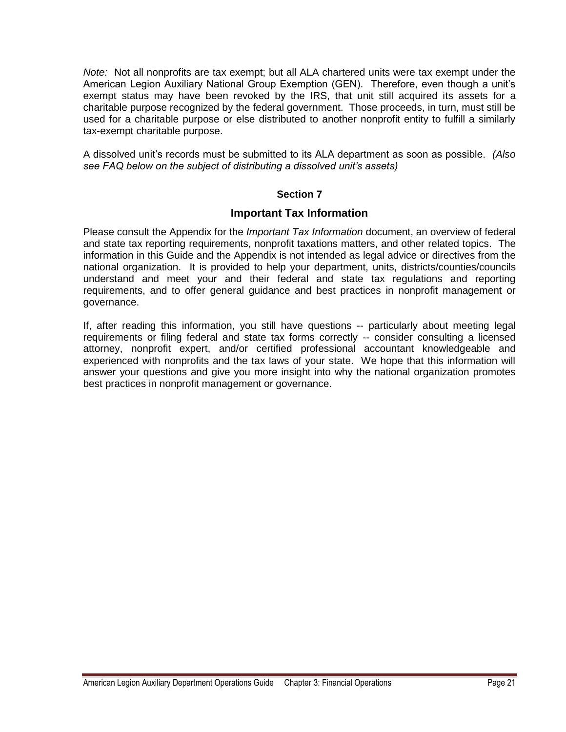*Note:* Not all nonprofits are tax exempt; but all ALA chartered units were tax exempt under the American Legion Auxiliary National Group Exemption (GEN). Therefore, even though a unit's exempt status may have been revoked by the IRS, that unit still acquired its assets for a charitable purpose recognized by the federal government. Those proceeds, in turn, must still be used for a charitable purpose or else distributed to another nonprofit entity to fulfill a similarly tax-exempt charitable purpose.

A dissolved unit's records must be submitted to its ALA department as soon as possible. *(Also see FAQ below on the subject of distributing a dissolved unit's assets)*

**Section 7**

## Important Tax Information

Please consult the Appendix for the *Important Tax Information* document, an overview of federal and state tax reporting requirements, nonprofit taxations matters, and other related topics. The information in this Guide and the Appendix is not intended as legal advice or directives from the national organization. It is provided to help your department, units, districts/counties/councils understand and meet your and their federal and state tax regulations and reporting requirements, and to offer general guidance and best practices in nonprofit management or governance.

If, after reading this information, you still have questions -- particularly about meeting legal requirements or filing federal and state tax forms correctly -- consider consulting a licensed attorney, nonprofit expert, and/or certified professional accountant knowledgeable and experienced with nonprofits and the tax laws of your state. We hope that this information will answer your questions and give you more insight into why the national organization promotes best practices in nonprofit management or governance.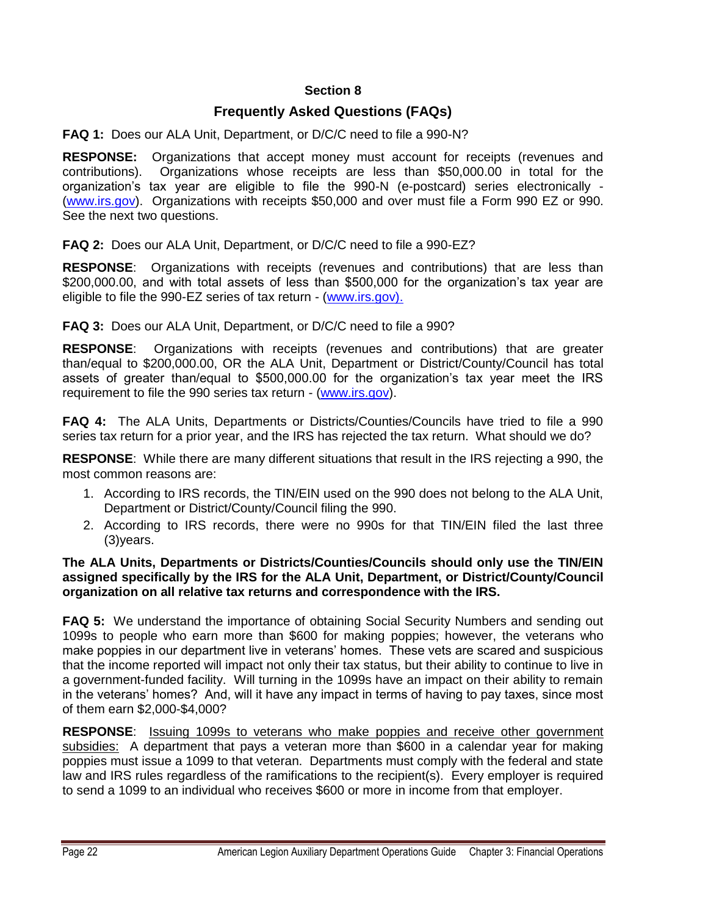## Section 8

## Frequently Asked Questions (FAQs)

**FAQ 1:** Does our ALA Unit, Department, or D/C/C need to file a 990-N?

**RESPONSE:** Organizations that accept money must account for receipts (revenues and contributions). Organizations whose receipts are less than $50,000.00 in total for the organization's tax year are eligible to file the 990-N (e-postcard) series electronically - (www.irs.gov). Organizations with receipts $50,000 and over must file a Form 990 EZ or 990. See the next two questions.

**FAQ 2:** Does our ALA Unit, Department, or D/C/C need to file a 990-EZ?

**RESPONSE**: Organizations with receipts (revenues and contributions) that are less than $200,000.00, and with total assets of less than $500,000 for the organization's tax year are eligible to file the 990-EZ series of tax return - (www.irs.gov).

**FAQ 3:** Does our ALA Unit, Department, or D/C/C need to file a 990?

**RESPONSE**: Organizations with receipts (revenues and contributions) that are greater than/equal to $200,000.00, OR the ALA Unit, Department or District/County/Council has total assets of greater than/equal to $500,000.00 for the organization's tax year meet the IRS requirement to file the 990 series tax return - (www.irs.gov).

**FAQ 4:** The ALA Units, Departments or Districts/Counties/Councils have tried to file a 990 series tax return for a prior year, and the IRS has rejected the tax return. What should we do?

**RESPONSE**: While there are many different situations that result in the IRS rejecting a 990, the most common reasons are:

1. According to IRS records, the TIN/EIN used on the 990 does not belong to the ALA Unit, Department or District/County/Council filing the 990.
2. According to IRS records, there were no 990s for that TIN/EIN filed the last three (3)years.

**The ALA Units, Departments or Districts/Counties/Councils should only use the TIN/EIN assigned specifically by the IRS for the ALA Unit, Department, or District/County/Council organization on all relative tax returns and correspondence with the IRS.**

**FAQ 5:** We understand the importance of obtaining Social Security Numbers and sending out 1099s to people who earn more than $600 for making poppies; however, the veterans who make poppies in our department live in veterans' homes. These vets are scared and suspicious that the income reported will impact not only their tax status, but their ability to continue to live in a government-funded facility. Will turning in the 1099s have an impact on their ability to remain in the veterans' homes? And, will it have any impact in terms of having to pay taxes, since most of them earn $2,000-$4,000?

**RESPONSE**: <u>Issuing 1099s to veterans who make poppies and receive other government subsidies:</u> A department that pays a veteran more than $600 in a calendar year for making poppies must issue a 1099 to that veteran. Departments must comply with the federal and state law and IRS rules regardless of the ramifications to the recipient(s). Every employer is required to send a 1099 to an individual who receives $600 or more in income from that employer.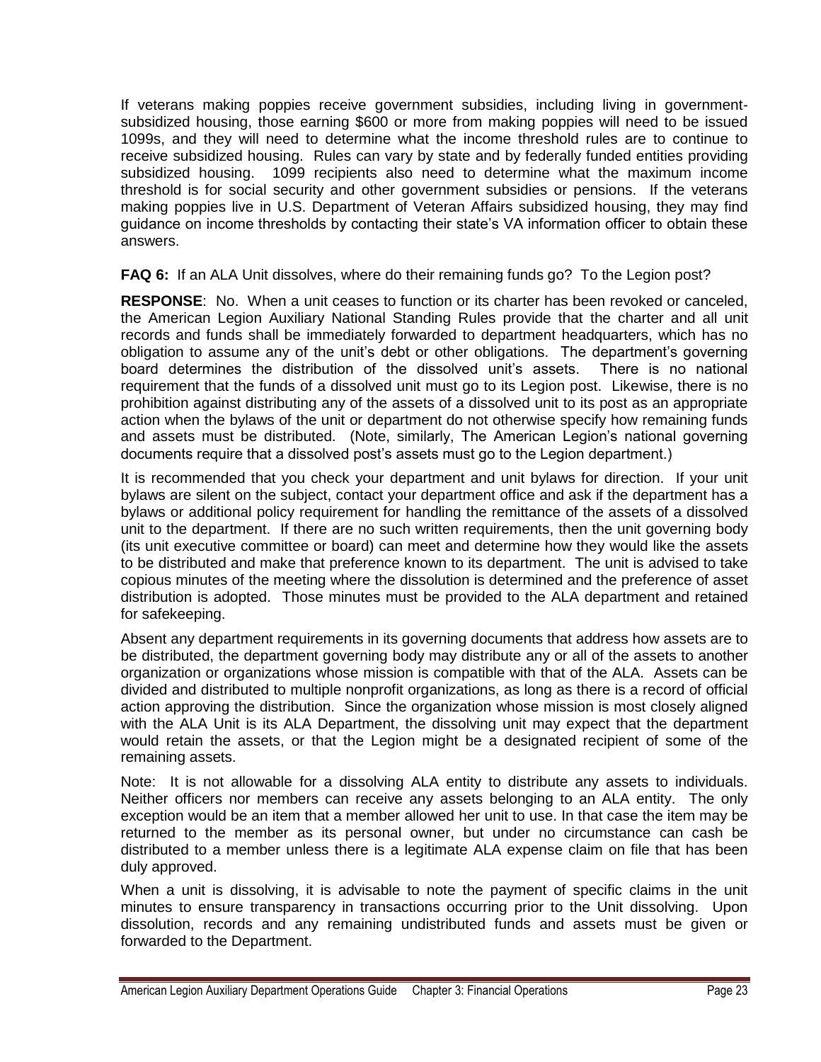If veterans making poppies receive government subsidies, including living in government-subsidized housing, those earning $600 or more from making poppies will need to be issued 1099s, and they will need to determine what the income threshold rules are to continue to receive subsidized housing. Rules can vary by state and by federally funded entities providing subsidized housing. 1099 recipients also need to determine what the maximum income threshold is for social security and other government subsidies or pensions. If the veterans making poppies live in U.S. Department of Veteran Affairs subsidized housing, they may find guidance on income thresholds by contacting their state's VA information officer to obtain these answers.

**FAQ 6:** If an ALA Unit dissolves, where do their remaining funds go? To the Legion post?

**RESPONSE**: No. When a unit ceases to function or its charter has been revoked or canceled, the American Legion Auxiliary National Standing Rules provide that the charter and all unit records and funds shall be immediately forwarded to department headquarters, which has no obligation to assume any of the unit's debt or other obligations. The department's governing board determines the distribution of the dissolved unit's assets. There is no national requirement that the funds of a dissolved unit must go to its Legion post. Likewise, there is no prohibition against distributing any of the assets of a dissolved unit to its post as an appropriate action when the bylaws of the unit or department do not otherwise specify how remaining funds and assets must be distributed. (Note, similarly, The American Legion's national governing documents require that a dissolved post's assets must go to the Legion department.)

It is recommended that you check your department and unit bylaws for direction. If your unit bylaws are silent on the subject, contact your department office and ask if the department has a bylaws or additional policy requirement for handling the remittance of the assets of a dissolved unit to the department. If there are no such written requirements, then the unit governing body (its unit executive committee or board) can meet and determine how they would like the assets to be distributed and make that preference known to its department. The unit is advised to take copious minutes of the meeting where the dissolution is determined and the preference of asset distribution is adopted. Those minutes must be provided to the ALA department and retained for safekeeping.

Absent any department requirements in its governing documents that address how assets are to be distributed, the department governing body may distribute any or all of the assets to another organization or organizations whose mission is compatible with that of the ALA. Assets can be divided and distributed to multiple nonprofit organizations, as long as there is a record of official action approving the distribution. Since the organization whose mission is most closely aligned with the ALA Unit is its ALA Department, the dissolving unit may expect that the department would retain the assets, or that the Legion might be a designated recipient of some of the remaining assets.

Note: It is not allowable for a dissolving ALA entity to distribute any assets to individuals. Neither officers nor members can receive any assets belonging to an ALA entity. The only exception would be an item that a member allowed her unit to use. In that case the item may be returned to the member as its personal owner, but under no circumstance can cash be distributed to a member unless there is a legitimate ALA expense claim on file that has been duly approved.

When a unit is dissolving, it is advisable to note the payment of specific claims in the unit minutes to ensure transparency in transactions occurring prior to the Unit dissolving. Upon dissolution, records and any remaining undistributed funds and assets must be given or forwarded to the Department.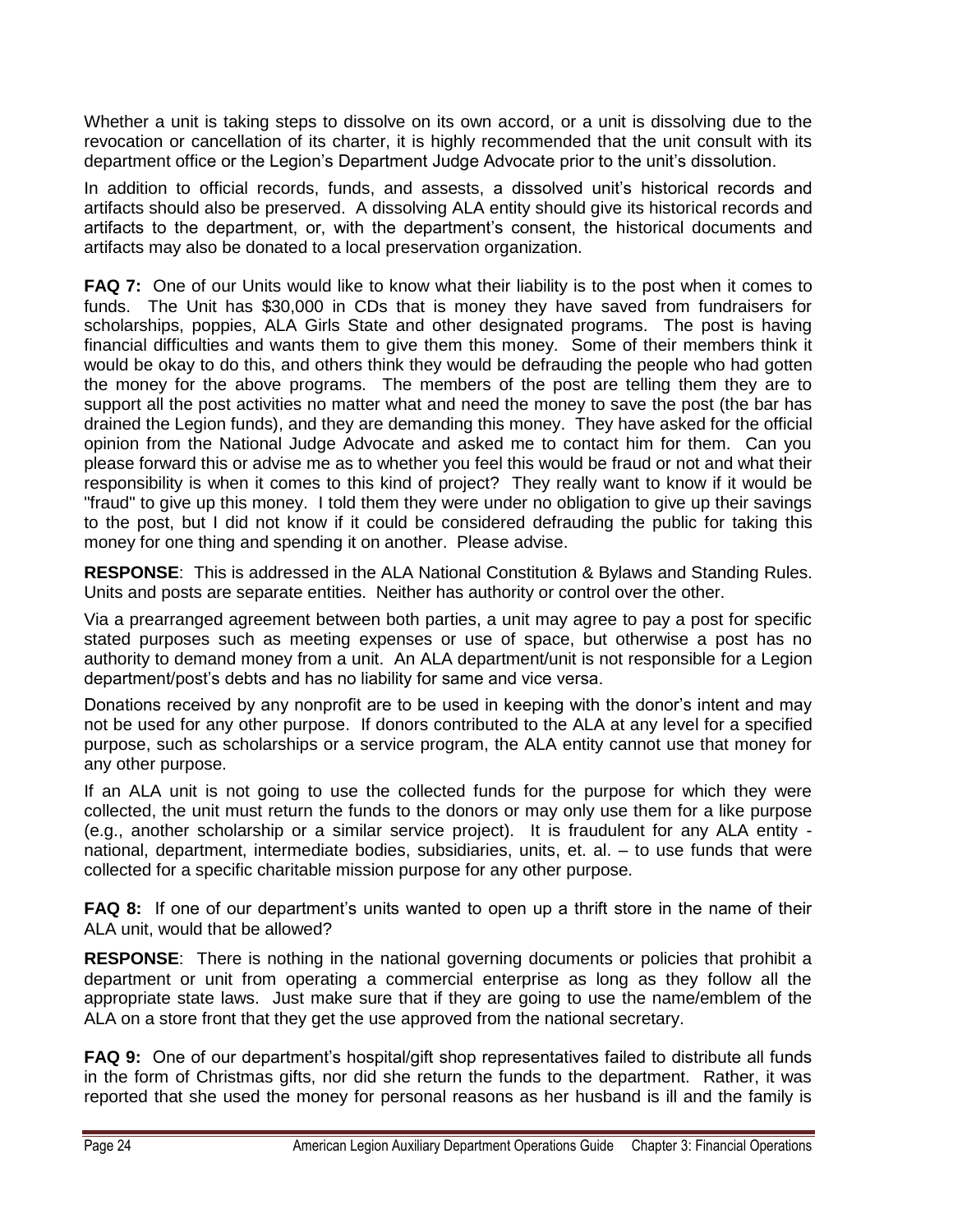Whether a unit is taking steps to dissolve on its own accord, or a unit is dissolving due to the revocation or cancellation of its charter, it is highly recommended that the unit consult with its department office or the Legion's Department Judge Advocate prior to the unit's dissolution.

In addition to official records, funds, and assests, a dissolved unit's historical records and artifacts should also be preserved. A dissolving ALA entity should give its historical records and artifacts to the department, or, with the department's consent, the historical documents and artifacts may also be donated to a local preservation organization.

**FAQ 7:** One of our Units would like to know what their liability is to the post when it comes to funds. The Unit has $30,000 in CDs that is money they have saved from fundraisers for scholarships, poppies, ALA Girls State and other designated programs. The post is having financial difficulties and wants them to give them this money. Some of their members think it would be okay to do this, and others think they would be defrauding the people who had gotten the money for the above programs. The members of the post are telling them they are to support all the post activities no matter what and need the money to save the post (the bar has drained the Legion funds), and they are demanding this money. They have asked for the official opinion from the National Judge Advocate and asked me to contact him for them. Can you please forward this or advise me as to whether you feel this would be fraud or not and what their responsibility is when it comes to this kind of project? They really want to know if it would be "fraud" to give up this money. I told them they were under no obligation to give up their savings to the post, but I did not know if it could be considered defrauding the public for taking this money for one thing and spending it on another. Please advise.

**RESPONSE**: This is addressed in the ALA National Constitution & Bylaws and Standing Rules. Units and posts are separate entities. Neither has authority or control over the other.

Via a prearranged agreement between both parties, a unit may agree to pay a post for specific stated purposes such as meeting expenses or use of space, but otherwise a post has no authority to demand money from a unit. An ALA department/unit is not responsible for a Legion department/post's debts and has no liability for same and vice versa.

Donations received by any nonprofit are to be used in keeping with the donor's intent and may not be used for any other purpose. If donors contributed to the ALA at any level for a specified purpose, such as scholarships or a service program, the ALA entity cannot use that money for any other purpose.

If an ALA unit is not going to use the collected funds for the purpose for which they were collected, the unit must return the funds to the donors or may only use them for a like purpose (e.g., another scholarship or a similar service project). It is fraudulent for any ALA entity - national, department, intermediate bodies, subsidiaries, units, et. al. – to use funds that were collected for a specific charitable mission purpose for any other purpose.

**FAQ 8:** If one of our department's units wanted to open up a thrift store in the name of their ALA unit, would that be allowed?

**RESPONSE**: There is nothing in the national governing documents or policies that prohibit a department or unit from operating a commercial enterprise as long as they follow all the appropriate state laws. Just make sure that if they are going to use the name/emblem of the ALA on a store front that they get the use approved from the national secretary.

**FAQ 9:** One of our department's hospital/gift shop representatives failed to distribute all funds in the form of Christmas gifts, nor did she return the funds to the department. Rather, it was reported that she used the money for personal reasons as her husband is ill and the family is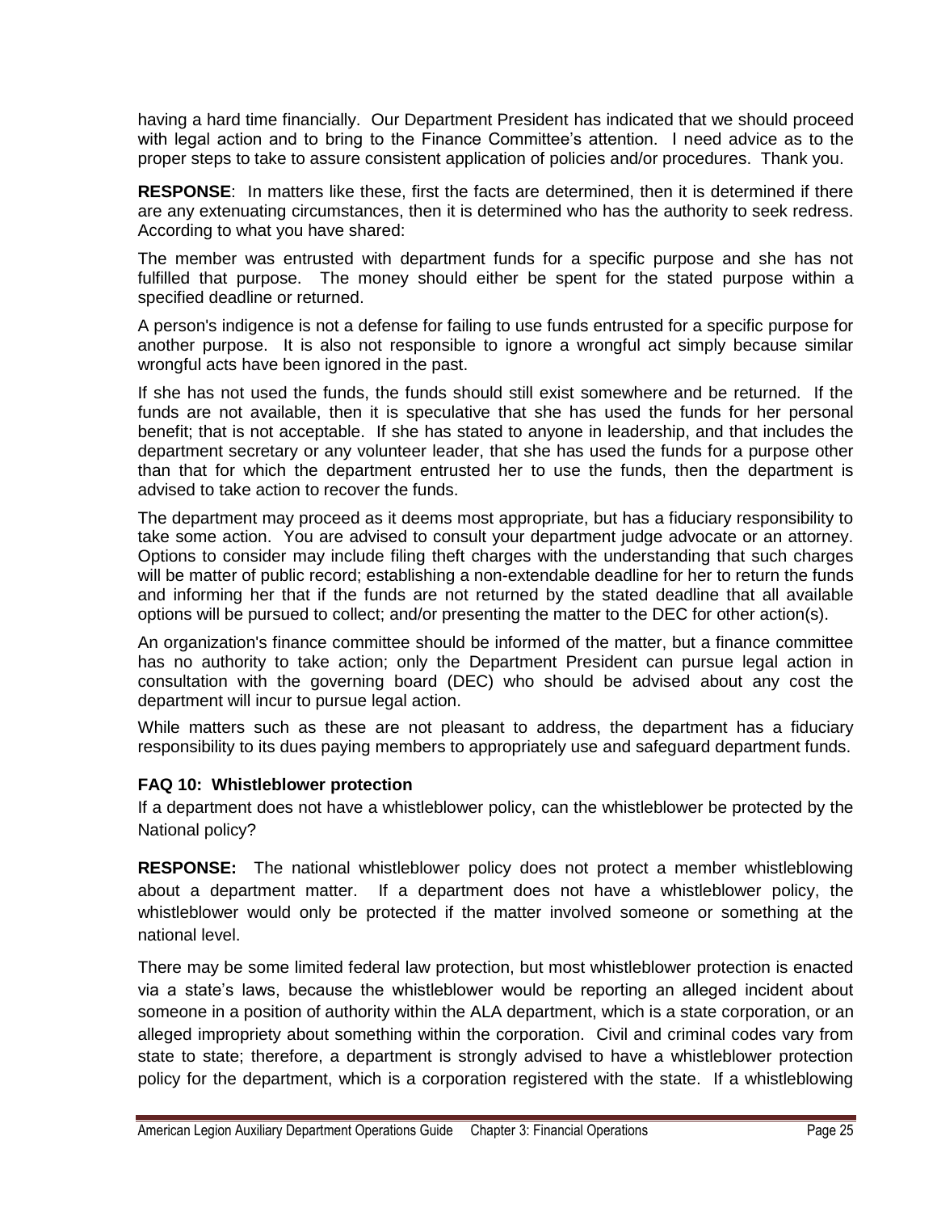having a hard time financially. Our Department President has indicated that we should proceed with legal action and to bring to the Finance Committee's attention. I need advice as to the proper steps to take to assure consistent application of policies and/or procedures. Thank you.

**RESPONSE**: In matters like these, first the facts are determined, then it is determined if there are any extenuating circumstances, then it is determined who has the authority to seek redress. According to what you have shared:

The member was entrusted with department funds for a specific purpose and she has not fulfilled that purpose. The money should either be spent for the stated purpose within a specified deadline or returned.

A person's indigence is not a defense for failing to use funds entrusted for a specific purpose for another purpose. It is also not responsible to ignore a wrongful act simply because similar wrongful acts have been ignored in the past.

If she has not used the funds, the funds should still exist somewhere and be returned. If the funds are not available, then it is speculative that she has used the funds for her personal benefit; that is not acceptable. If she has stated to anyone in leadership, and that includes the department secretary or any volunteer leader, that she has used the funds for a purpose other than that for which the department entrusted her to use the funds, then the department is advised to take action to recover the funds.

The department may proceed as it deems most appropriate, but has a fiduciary responsibility to take some action. You are advised to consult your department judge advocate or an attorney. Options to consider may include filing theft charges with the understanding that such charges will be matter of public record; establishing a non-extendable deadline for her to return the funds and informing her that if the funds are not returned by the stated deadline that all available options will be pursued to collect; and/or presenting the matter to the DEC for other action(s).

An organization's finance committee should be informed of the matter, but a finance committee has no authority to take action; only the Department President can pursue legal action in consultation with the governing board (DEC) who should be advised about any cost the department will incur to pursue legal action.

While matters such as these are not pleasant to address, the department has a fiduciary responsibility to its dues paying members to appropriately use and safeguard department funds.

**FAQ 10: Whistleblower protection**

If a department does not have a whistleblower policy, can the whistleblower be protected by the National policy?

**RESPONSE:** The national whistleblower policy does not protect a member whistleblowing about a department matter. If a department does not have a whistleblower policy, the whistleblower would only be protected if the matter involved someone or something at the national level.

There may be some limited federal law protection, but most whistleblower protection is enacted via a state's laws, because the whistleblower would be reporting an alleged incident about someone in a position of authority within the ALA department, which is a state corporation, or an alleged impropriety about something within the corporation. Civil and criminal codes vary from state to state; therefore, a department is strongly advised to have a whistleblower protection policy for the department, which is a corporation registered with the state. If a whistleblowing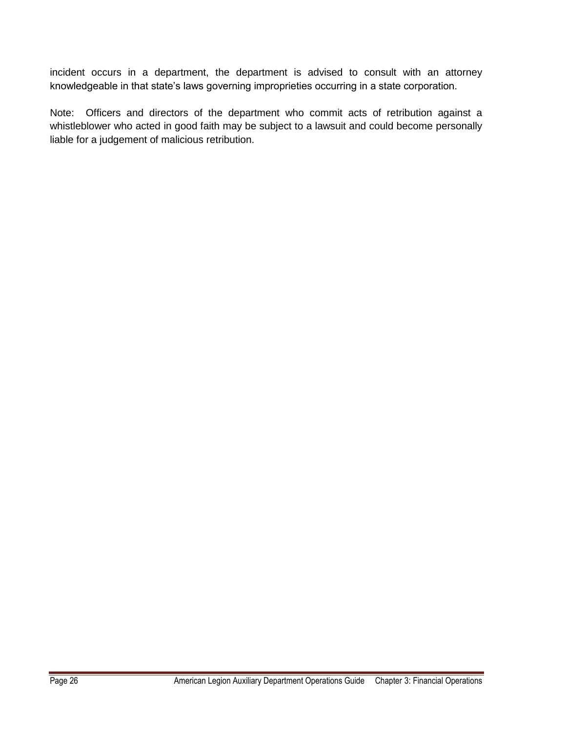incident occurs in a department, the department is advised to consult with an attorney knowledgeable in that state's laws governing improprieties occurring in a state corporation.

Note: Officers and directors of the department who commit acts of retribution against a whistleblower who acted in good faith may be subject to a lawsuit and could become personally liable for a judgement of malicious retribution.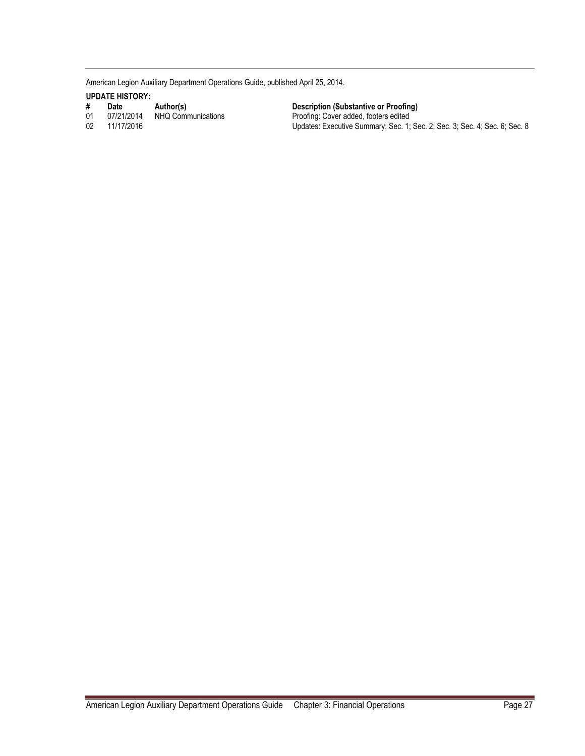American Legion Auxiliary Department Operations Guide, published April 25, 2014.

**UPDATE HISTORY:**

| # | Date | Author(s) | Description (Substantive or Proofing) |
|---|---|---|---|
| 01 | 07/21/2014 | NHQ Communications | Proofing: Cover added, footers edited |
| 02 | 11/17/2016 | | Updates: Executive Summary; Sec. 1; Sec. 2; Sec. 3; Sec. 4; Sec. 6; Sec. 8 |